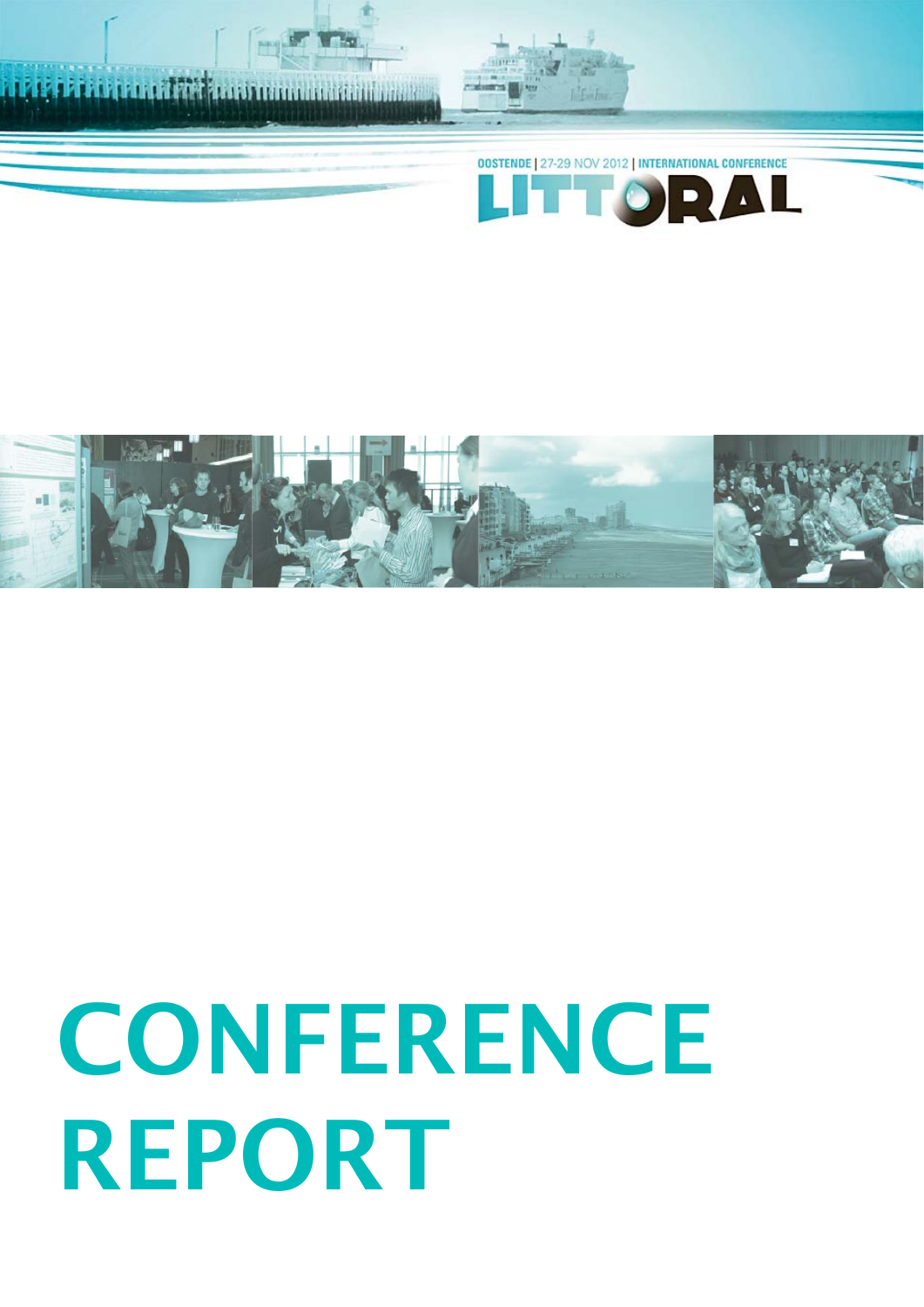OOSTENDE | 27-29 NOV 2012 | INTERNATIONAL CONFERENCE

LITTORAL

# CONFERENCE REPORT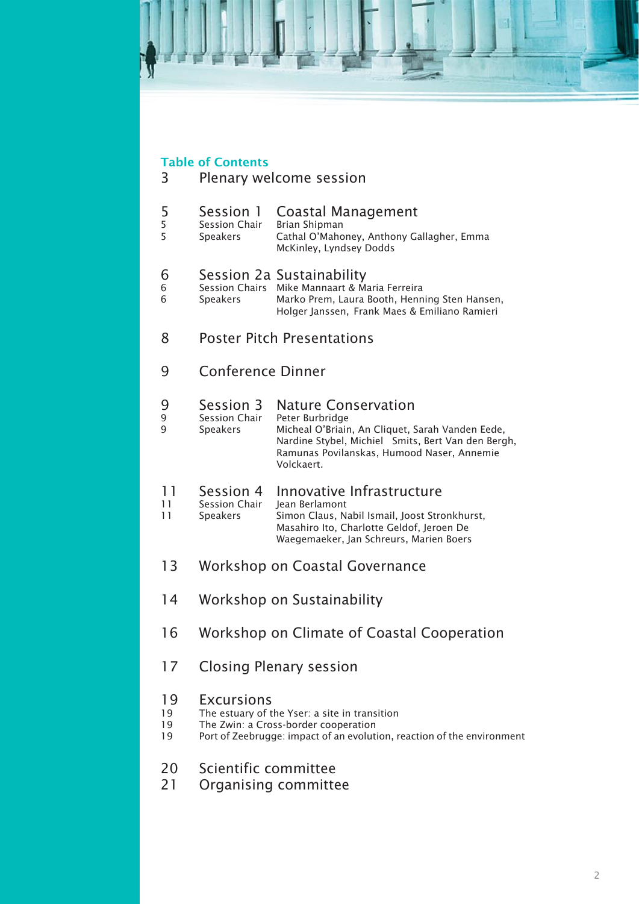## Table of Contents

3 Plenary welcome session

5 Session 1 Coastal Management
5 Session Chair Brian Shipman
5 Speakers Cathal O'Mahoney, Anthony Gallagher, Emma McKinley, Lyndsey Dodds

6 Session 2a Sustainability
6 Session Chairs Mike Mannaart & Maria Ferreira
6 Speakers Marko Prem, Laura Booth, Henning Sten Hansen, Holger Janssen, Frank Maes & Emiliano Ramieri

8 Poster Pitch Presentations

9 Conference Dinner

9 Session 3 Nature Conservation
9 Session Chair Peter Burbridge
9 Speakers Micheal O'Briain, An Cliquet, Sarah Vanden Eede, Nardine Stybel, Michiel Smits, Bert Van den Bergh, Ramunas Povilanskas, Humood Naser, Annemie Volckaert.

11 Session 4 Innovative Infrastructure
11 Session Chair Jean Berlamont
11 Speakers Simon Claus, Nabil Ismail, Joost Stronkhurst, Masahiro Ito, Charlotte Geldof, Jeroen De Waegemaeker, Jan Schreurs, Marien Boers

13 Workshop on Coastal Governance

14 Workshop on Sustainability

16 Workshop on Climate of Coastal Cooperation

17 Closing Plenary session

19 Excursions
19 The estuary of the Yser: a site in transition
19 The Zwin: a Cross-border cooperation
19 Port of Zeebrugge: impact of an evolution, reaction of the environment

20 Scientific committee
21 Organising committee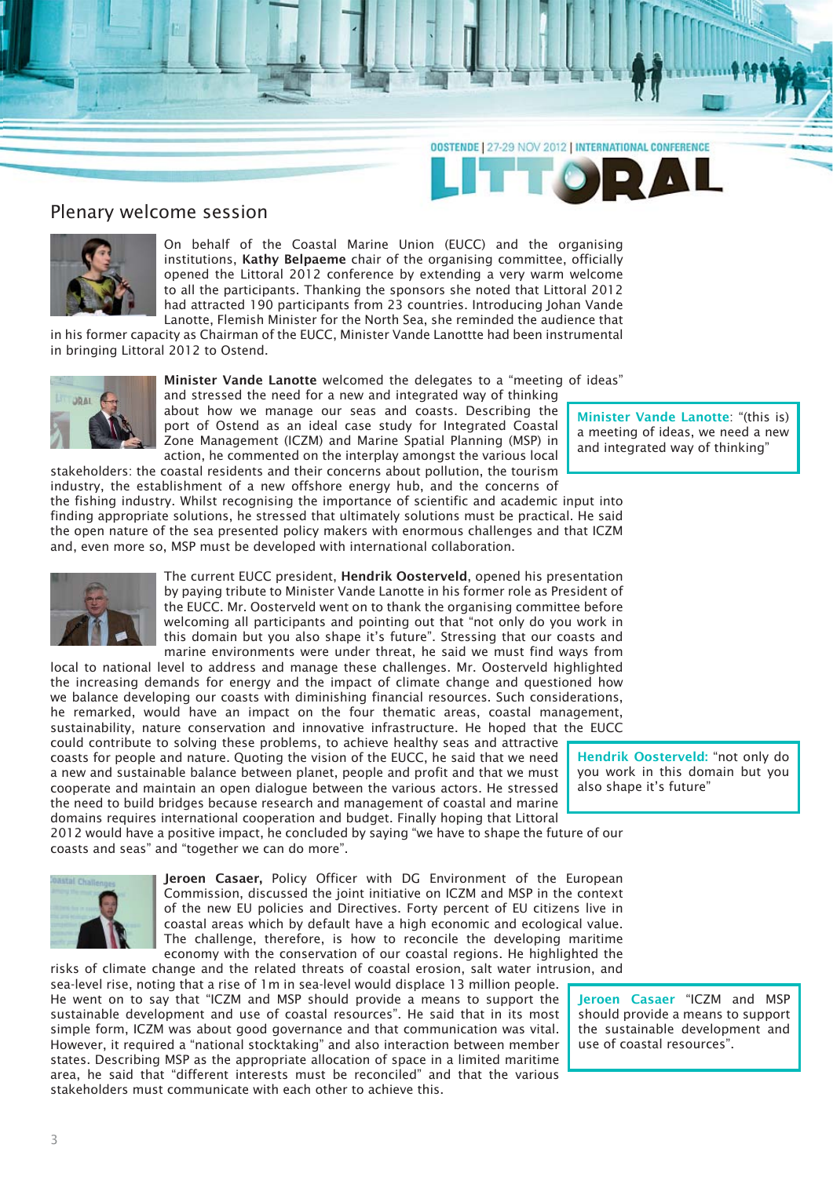## Plenary welcome session

On behalf of the Coastal Marine Union (EUCC) and the organising institutions, **Kathy Belpaeme** chair of the organising committee, officially opened the Littoral 2012 conference by extending a very warm welcome to all the participants. Thanking the sponsors she noted that Littoral 2012 had attracted 190 participants from 23 countries. Introducing Johan Vande Lanotte, Flemish Minister for the North Sea, she reminded the audience that in his former capacity as Chairman of the EUCC, Minister Vande Lanotte had been instrumental in bringing Littoral 2012 to Ostend.

**Minister Vande Lanotte** welcomed the delegates to a "meeting of ideas" and stressed the need for a new and integrated way of thinking about how we manage our seas and coasts. Describing the port of Ostend as an ideal case study for Integrated Coastal Zone Management (ICZM) and Marine Spatial Planning (MSP) in action, he commented on the interplay amongst the various local stakeholders: the coastal residents and their concerns about pollution, the tourism industry, the establishment of a new offshore energy hub, and the concerns of the fishing industry. Whilst recognising the importance of scientific and academic input into finding appropriate solutions, he stressed that ultimately solutions must be practical. He said the open nature of the sea presented policy makers with enormous challenges and that ICZM and, even more so, MSP must be developed with international collaboration.

> **Minister Vande Lanotte**: "(this is) a meeting of ideas, we need a new and integrated way of thinking"

The current EUCC president, **Hendrik Oosterveld**, opened his presentation by paying tribute to Minister Vande Lanotte in his former role as President of the EUCC. Mr. Oosterveld went on to thank the organising committee before welcoming all participants and pointing out that "not only do you work in this domain but you also shape it's future". Stressing that our coasts and marine environments were under threat, he said we must find ways from local to national level to address and manage these challenges. Mr. Oosterveld highlighted the increasing demands for energy and the impact of climate change and questioned how we balance developing our coasts with diminishing financial resources. Such considerations, he remarked, would have an impact on the four thematic areas, coastal management, sustainability, nature conservation and innovative infrastructure. He hoped that the EUCC could contribute to solving these problems, to achieve healthy seas and attractive coasts for people and nature. Quoting the vision of the EUCC, he said that we need a new and sustainable balance between planet, people and profit and that we must cooperate and maintain an open dialogue between the various actors. He stressed the need to build bridges because research and management of coastal and marine domains requires international cooperation and budget. Finally hoping that Littoral 2012 would have a positive impact, he concluded by saying "we have to shape the future of our coasts and seas" and "together we can do more".

> **Hendrik Oosterveld:** "not only do you work in this domain but you also shape it's future"

**Jeroen Casaer,** Policy Officer with DG Environment of the European Commission, discussed the joint initiative on ICZM and MSP in the context of the new EU policies and Directives. Forty percent of EU citizens live in coastal areas which by default have a high economic and ecological value. The challenge, therefore, is how to reconcile the developing maritime economy with the conservation of our coastal regions. He highlighted the risks of climate change and the related threats of coastal erosion, salt water intrusion, and sea-level rise, noting that a rise of 1m in sea-level would displace 13 million people. He went on to say that "ICZM and MSP should provide a means to support the sustainable development and use of coastal resources". He said that in its most simple form, ICZM was about good governance and that communication was vital. However, it required a "national stocktaking" and also interaction between member states. Describing MSP as the appropriate allocation of space in a limited maritime area, he said that "different interests must be reconciled" and that the various stakeholders must communicate with each other to achieve this.

> **Jeroen Casaer** "ICZM and MSP should provide a means to support the sustainable development and use of coastal resources".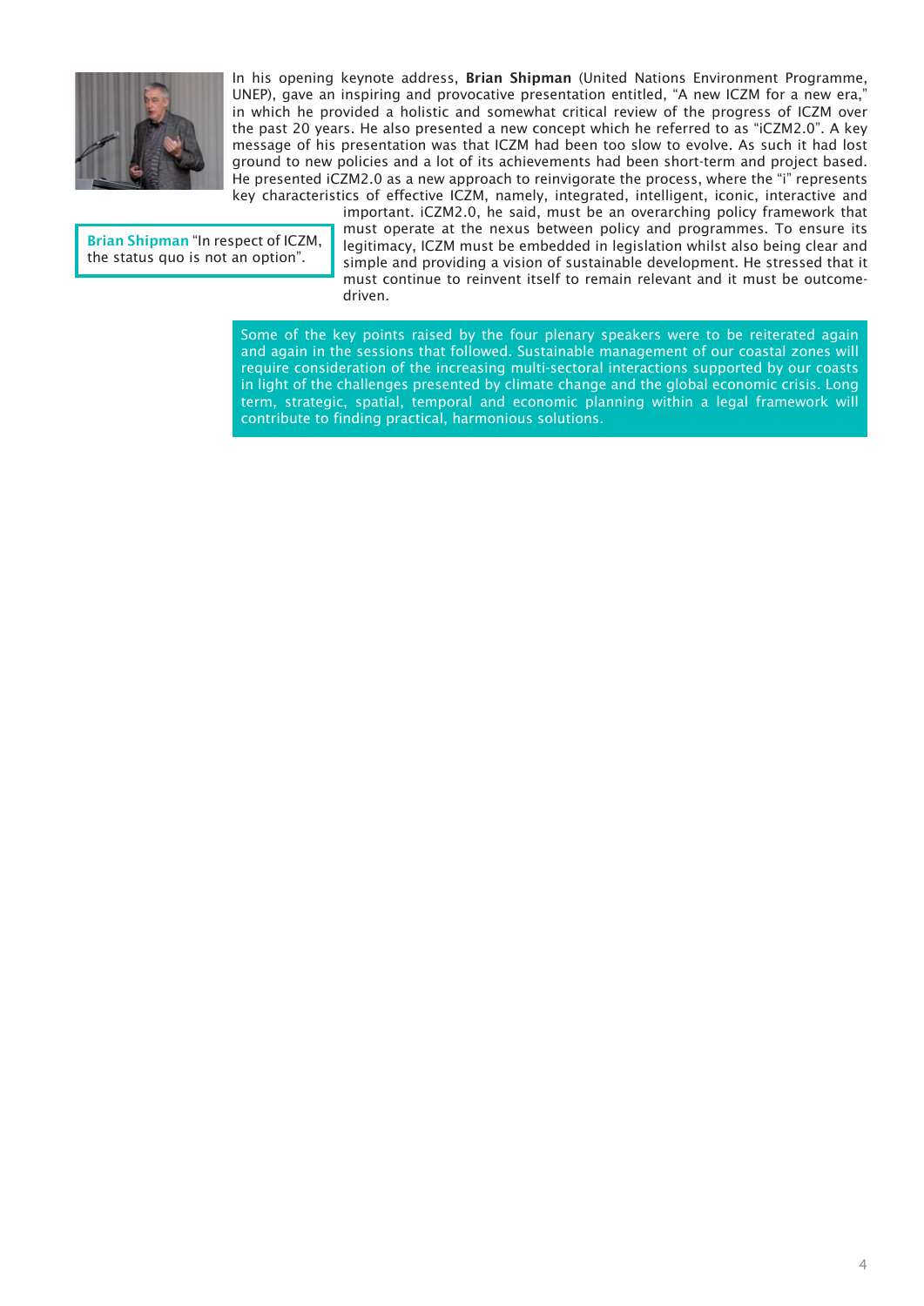In his opening keynote address, **Brian Shipman** (United Nations Environment Programme, UNEP), gave an inspiring and provocative presentation entitled, "A new ICZM for a new era," in which he provided a holistic and somewhat critical review of the progress of ICZM over the past 20 years. He also presented a new concept which he referred to as "iCZM2.0". A key message of his presentation was that ICZM had been too slow to evolve. As such it had lost ground to new policies and a lot of its achievements had been short-term and project based. He presented iCZM2.0 as a new approach to reinvigorate the process, where the "i" represents key characteristics of effective ICZM, namely, integrated, intelligent, iconic, interactive and important. iCZM2.0, he said, must be an overarching policy framework that must operate at the nexus between policy and programmes. To ensure its legitimacy, ICZM must be embedded in legislation whilst also being clear and simple and providing a vision of sustainable development. He stressed that it must continue to reinvent itself to remain relevant and it must be outcome-driven.

**Brian Shipman** "In respect of ICZM, the status quo is not an option".

Some of the key points raised by the four plenary speakers were to be reiterated again and again in the sessions that followed. Sustainable management of our coastal zones will require consideration of the increasing multi-sectoral interactions supported by our coasts in light of the challenges presented by climate change and the global economic crisis. Long term, strategic, spatial, temporal and economic planning within a legal framework will contribute to finding practical, harmonious solutions.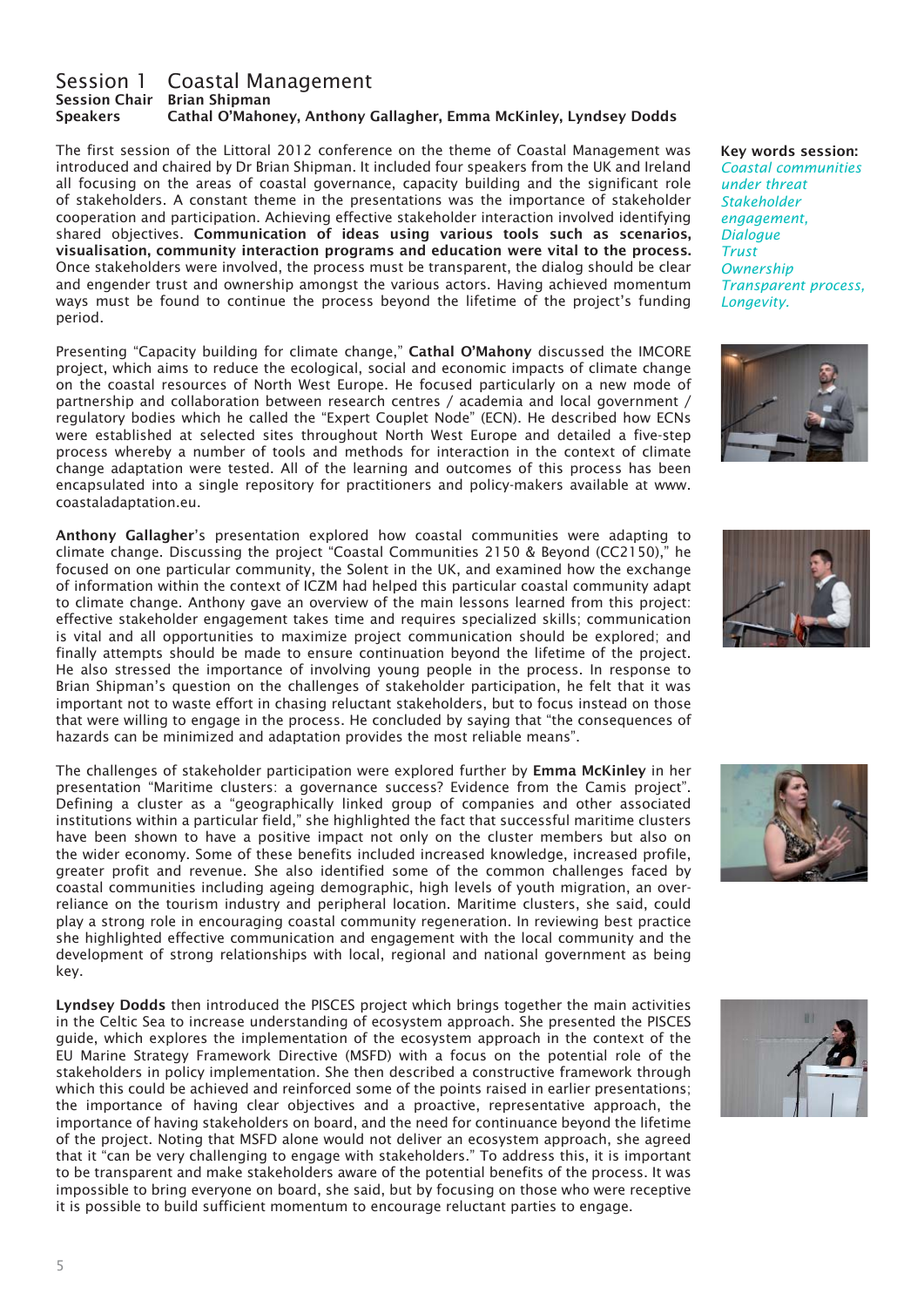# Session 1 Coastal Management

**Session Chair** **Brian Shipman**

**Speakers** **Cathal O'Mahoney, Anthony Gallagher, Emma McKinley, Lyndsey Dodds**

The first session of the Littoral 2012 conference on the theme of Coastal Management was introduced and chaired by Dr Brian Shipman. It included four speakers from the UK and Ireland all focusing on the areas of coastal governance, capacity building and the significant role of stakeholders. A constant theme in the presentations was the importance of stakeholder cooperation and participation. Achieving effective stakeholder interaction involved identifying shared objectives. **Communication of ideas using various tools such as scenarios, visualisation, community interaction programs and education were vital to the process.** Once stakeholders were involved, the process must be transparent, the dialog should be clear and engender trust and ownership amongst the various actors. Having achieved momentum ways must be found to continue the process beyond the lifetime of the project's funding period.

**Key words session:**
*Coastal communities under threat*
*Stakeholder engagement,*
*Dialogue*
*Trust*
*Ownership*
*Transparent process,*
*Longevity.*

Presenting "Capacity building for climate change," **Cathal O'Mahony** discussed the IMCORE project, which aims to reduce the ecological, social and economic impacts of climate change on the coastal resources of North West Europe. He focused particularly on a new mode of partnership and collaboration between research centres / academia and local government / regulatory bodies which he called the "Expert Couplet Node" (ECN). He described how ECNs were established at selected sites throughout North West Europe and detailed a five-step process whereby a number of tools and methods for interaction in the context of climate change adaptation were tested. All of the learning and outcomes of this process has been encapsulated into a single repository for practitioners and policy-makers available at www.coastaladaptation.eu.

**Anthony Gallagher**'s presentation explored how coastal communities were adapting to climate change. Discussing the project "Coastal Communities 2150 & Beyond (CC2150)," he focused on one particular community, the Solent in the UK, and examined how the exchange of information within the context of ICZM had helped this particular coastal community adapt to climate change. Anthony gave an overview of the main lessons learned from this project: effective stakeholder engagement takes time and requires specialized skills; communication is vital and all opportunities to maximize project communication should be explored; and finally attempts should be made to ensure continuation beyond the lifetime of the project. He also stressed the importance of involving young people in the process. In response to Brian Shipman's question on the challenges of stakeholder participation, he felt that it was important not to waste effort in chasing reluctant stakeholders, but to focus instead on those that were willing to engage in the process. He concluded by saying that "the consequences of hazards can be minimized and adaptation provides the most reliable means".

The challenges of stakeholder participation were explored further by **Emma McKinley** in her presentation "Maritime clusters: a governance success? Evidence from the Camis project". Defining a cluster as a "geographically linked group of companies and other associated institutions within a particular field," she highlighted the fact that successful maritime clusters have been shown to have a positive impact not only on the cluster members but also on the wider economy. Some of these benefits included increased knowledge, increased profile, greater profit and revenue. She also identified some of the common challenges faced by coastal communities including ageing demographic, high levels of youth migration, an over-reliance on the tourism industry and peripheral location. Maritime clusters, she said, could play a strong role in encouraging coastal community regeneration. In reviewing best practice she highlighted effective communication and engagement with the local community and the development of strong relationships with local, regional and national government as being key.

**Lyndsey Dodds** then introduced the PISCES project which brings together the main activities in the Celtic Sea to increase understanding of ecosystem approach. She presented the PISCES guide, which explores the implementation of the ecosystem approach in the context of the EU Marine Strategy Framework Directive (MSFD) with a focus on the potential role of the stakeholders in policy implementation. She then described a constructive framework through which this could be achieved and reinforced some of the points raised in earlier presentations; the importance of having clear objectives and a proactive, representative approach, the importance of having stakeholders on board, and the need for continuance beyond the lifetime of the project. Noting that MSFD alone would not deliver an ecosystem approach, she agreed that it "can be very challenging to engage with stakeholders." To address this, it is important to be transparent and make stakeholders aware of the potential benefits of the process. It was impossible to bring everyone on board, she said, but by focusing on those who were receptive it is possible to build sufficient momentum to encourage reluctant parties to engage.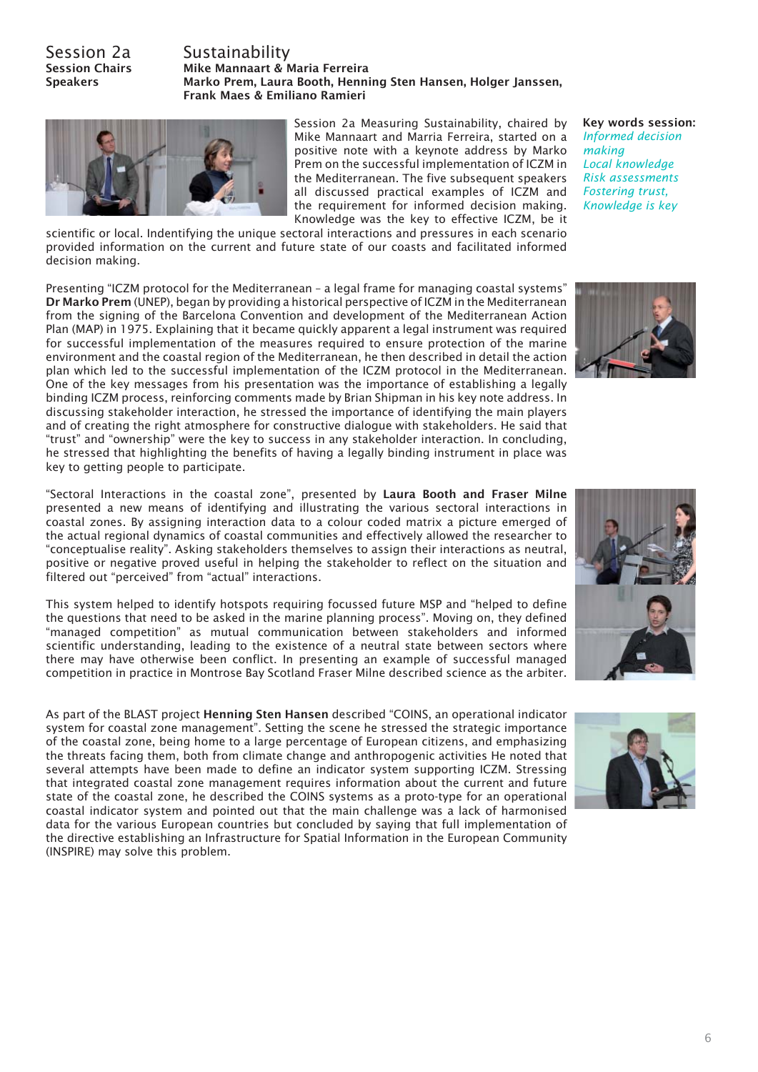# Session 2a Sustainability

**Session Chairs** Mike Mannaart & Maria Ferreira

**Speakers** Marko Prem, Laura Booth, Henning Sten Hansen, Holger Janssen, Frank Maes & Emiliano Ramieri

**Key words session:**
*Informed decision making*
*Local knowledge*
*Risk assessments*
*Fostering trust,*
*Knowledge is key*

Session 2a Measuring Sustainability, chaired by Mike Mannaart and Marria Ferreira, started on a positive note with a keynote address by Marko Prem on the successful implementation of ICZM in the Mediterranean. The five subsequent speakers all discussed practical examples of ICZM and the requirement for informed decision making. Knowledge was the key to effective ICZM, be it scientific or local. Indentifying the unique sectoral interactions and pressures in each scenario provided information on the current and future state of our coasts and facilitated informed decision making.

Presenting "ICZM protocol for the Mediterranean – a legal frame for managing coastal systems" **Dr Marko Prem** (UNEP), began by providing a historical perspective of ICZM in the Mediterranean from the signing of the Barcelona Convention and development of the Mediterranean Action Plan (MAP) in 1975. Explaining that it became quickly apparent a legal instrument was required for successful implementation of the measures required to ensure protection of the marine environment and the coastal region of the Mediterranean, he then described in detail the action plan which led to the successful implementation of the ICZM protocol in the Mediterranean. One of the key messages from his presentation was the importance of establishing a legally binding ICZM process, reinforcing comments made by Brian Shipman in his key note address. In discussing stakeholder interaction, he stressed the importance of identifying the main players and of creating the right atmosphere for constructive dialogue with stakeholders. He said that "trust" and "ownership" were the key to success in any stakeholder interaction. In concluding, he stressed that highlighting the benefits of having a legally binding instrument in place was key to getting people to participate.

"Sectoral Interactions in the coastal zone", presented by **Laura Booth and Fraser Milne** presented a new means of identifying and illustrating the various sectoral interactions in coastal zones. By assigning interaction data to a colour coded matrix a picture emerged of the actual regional dynamics of coastal communities and effectively allowed the researcher to "conceptualise reality". Asking stakeholders themselves to assign their interactions as neutral, positive or negative proved useful in helping the stakeholder to reflect on the situation and filtered out "perceived" from "actual" interactions.

This system helped to identify hotspots requiring focussed future MSP and "helped to define the questions that need to be asked in the marine planning process". Moving on, they defined "managed competition" as mutual communication between stakeholders and informed scientific understanding, leading to the existence of a neutral state between sectors where there may have otherwise been conflict. In presenting an example of successful managed competition in practice in Montrose Bay Scotland Fraser Milne described science as the arbiter.

As part of the BLAST project **Henning Sten Hansen** described "COINS, an operational indicator system for coastal zone management". Setting the scene he stressed the strategic importance of the coastal zone, being home to a large percentage of European citizens, and emphasizing the threats facing them, both from climate change and anthropogenic activities He noted that several attempts have been made to define an indicator system supporting ICZM. Stressing that integrated coastal zone management requires information about the current and future state of the coastal zone, he described the COINS systems as a proto-type for an operational coastal indicator system and pointed out that the main challenge was a lack of harmonised data for the various European countries but concluded by saying that full implementation of the directive establishing an Infrastructure for Spatial Information in the European Community (INSPIRE) may solve this problem.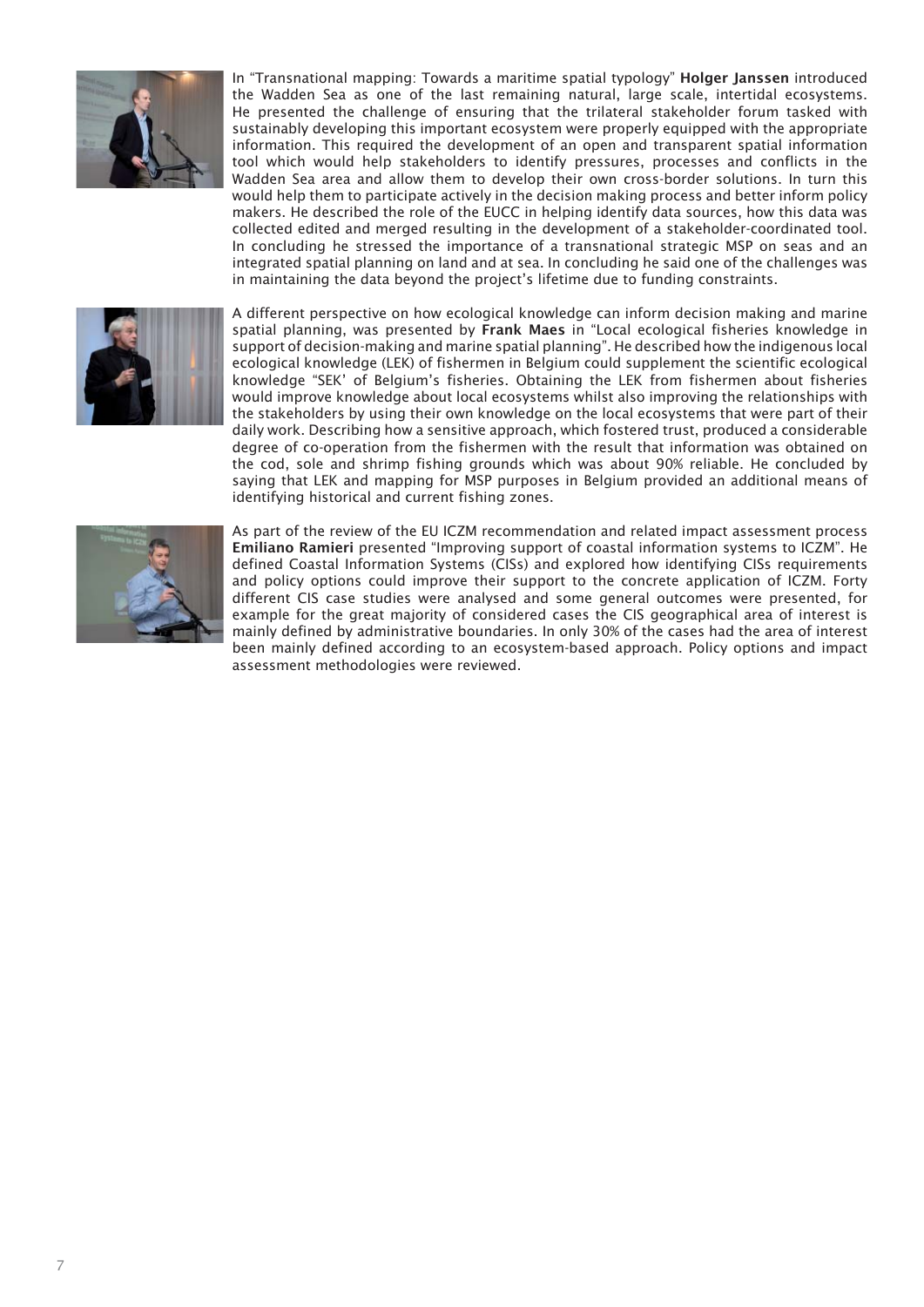In "Transnational mapping: Towards a maritime spatial typology" **Holger Janssen** introduced the Wadden Sea as one of the last remaining natural, large scale, intertidal ecosystems. He presented the challenge of ensuring that the trilateral stakeholder forum tasked with sustainably developing this important ecosystem were properly equipped with the appropriate information. This required the development of an open and transparent spatial information tool which would help stakeholders to identify pressures, processes and conflicts in the Wadden Sea area and allow them to develop their own cross-border solutions. In turn this would help them to participate actively in the decision making process and better inform policy makers. He described the role of the EUCC in helping identify data sources, how this data was collected edited and merged resulting in the development of a stakeholder-coordinated tool. In concluding he stressed the importance of a transnational strategic MSP on seas and an integrated spatial planning on land and at sea. In concluding he said one of the challenges was in maintaining the data beyond the project's lifetime due to funding constraints.

A different perspective on how ecological knowledge can inform decision making and marine spatial planning, was presented by **Frank Maes** in "Local ecological fisheries knowledge in support of decision-making and marine spatial planning". He described how the indigenous local ecological knowledge (LEK) of fishermen in Belgium could supplement the scientific ecological knowledge "SEK' of Belgium's fisheries. Obtaining the LEK from fishermen about fisheries would improve knowledge about local ecosystems whilst also improving the relationships with the stakeholders by using their own knowledge on the local ecosystems that were part of their daily work. Describing how a sensitive approach, which fostered trust, produced a considerable degree of co-operation from the fishermen with the result that information was obtained on the cod, sole and shrimp fishing grounds which was about 90% reliable. He concluded by saying that LEK and mapping for MSP purposes in Belgium provided an additional means of identifying historical and current fishing zones.

As part of the review of the EU ICZM recommendation and related impact assessment process **Emiliano Ramieri** presented "Improving support of coastal information systems to ICZM". He defined Coastal Information Systems (CISs) and explored how identifying CISs requirements and policy options could improve their support to the concrete application of ICZM. Forty different CIS case studies were analysed and some general outcomes were presented, for example for the great majority of considered cases the CIS geographical area of interest is mainly defined by administrative boundaries. In only 30% of the cases had the area of interest been mainly defined according to an ecosystem-based approach. Policy options and impact assessment methodologies were reviewed.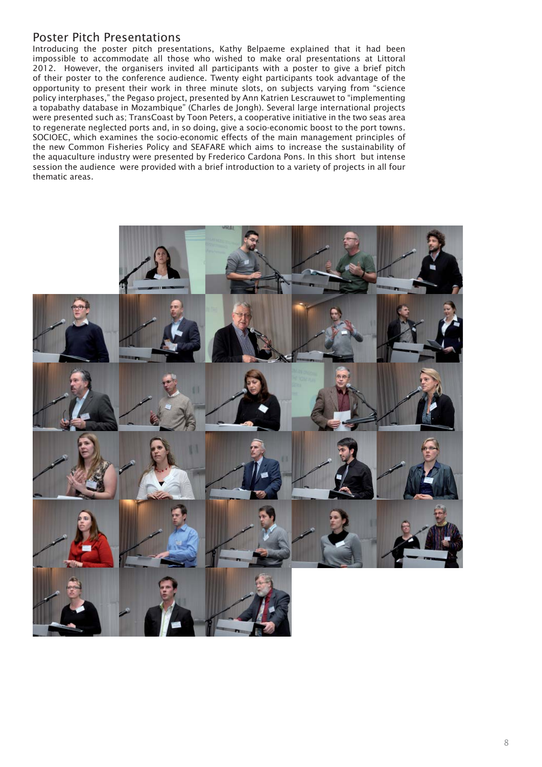## Poster Pitch Presentations

Introducing the poster pitch presentations, Kathy Belpaeme explained that it had been impossible to accommodate all those who wished to make oral presentations at Littoral 2012. However, the organisers invited all participants with a poster to give a brief pitch of their poster to the conference audience. Twenty eight participants took advantage of the opportunity to present their work in three minute slots, on subjects varying from "science policy interphases," the Pegaso project, presented by Ann Katrien Lescrauwet to "implementing a topabathy database in Mozambique" (Charles de Jongh). Several large international projects were presented such as; TransCoast by Toon Peters, a cooperative initiative in the two seas area to regenerate neglected ports and, in so doing, give a socio-economic boost to the port towns. SOCIOEC, which examines the socio-economic effects of the main management principles of the new Common Fisheries Policy and SEAFARE which aims to increase the sustainability of the aquaculture industry were presented by Frederico Cardona Pons. In this short but intense session the audience were provided with a brief introduction to a variety of projects in all four thematic areas.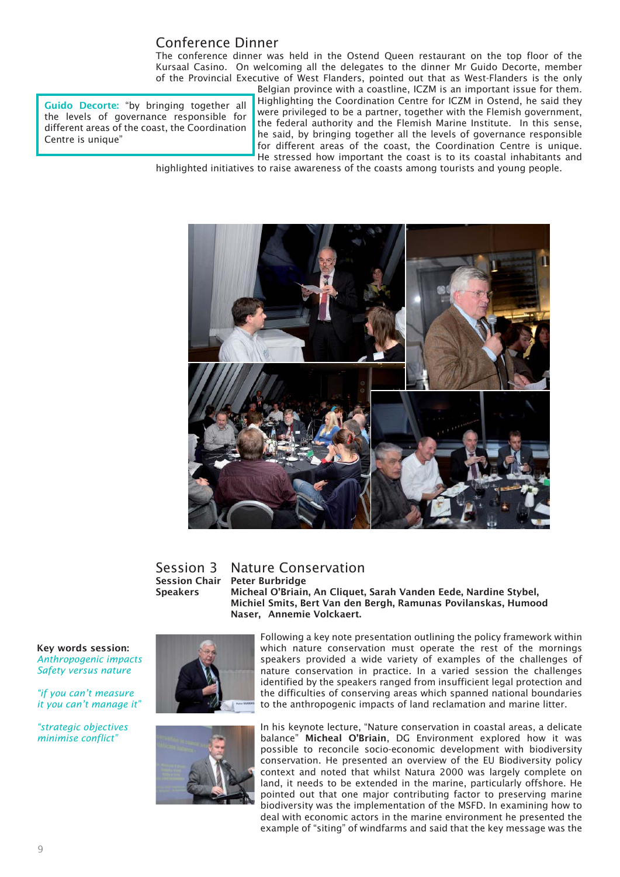## Conference Dinner

The conference dinner was held in the Ostend Queen restaurant on the top floor of the Kursaal Casino. On welcoming all the delegates to the dinner Mr Guido Decorte, member of the Provincial Executive of West Flanders, pointed out that as West-Flanders is the only Belgian province with a coastline, ICZM is an important issue for them. Highlighting the Coordination Centre for ICZM in Ostend, he said they were privileged to be a partner, together with the Flemish government, the federal authority and the Flemish Marine Institute. In this sense, he said, by bringing together all the levels of governance responsible for different areas of the coast, the Coordination Centre is unique. He stressed how important the coast is to its coastal inhabitants and highlighted initiatives to raise awareness of the coasts among tourists and young people.

> **Guido Decorte:** "by bringing together all the levels of governance responsible for different areas of the coast, the Coordination Centre is unique"

## Session 3 Nature Conservation

**Session Chair** **Peter Burbridge**

**Speakers** **Micheal O'Briain, An Cliquet, Sarah Vanden Eede, Nardine Stybel, Michiel Smits, Bert Van den Bergh, Ramunas Povilanskas, Humood Naser, Annemie Volckaert.**

**Key words session:**

*Anthropogenic impacts*

*Safety versus nature*

*"if you can't measure it you can't manage it"*

*"strategic objectives minimise conflict"*

Following a key note presentation outlining the policy framework within which nature conservation must operate the rest of the mornings speakers provided a wide variety of examples of the challenges of nature conservation in practice. In a varied session the challenges identified by the speakers ranged from insufficient legal protection and the difficulties of conserving areas which spanned national boundaries to the anthropogenic impacts of land reclamation and marine litter.

In his keynote lecture, "Nature conservation in coastal areas, a delicate balance" **Micheal O'Briain**, DG Environment explored how it was possible to reconcile socio-economic development with biodiversity conservation. He presented an overview of the EU Biodiversity policy context and noted that whilst Natura 2000 was largely complete on land, it needs to be extended in the marine, particularly offshore. He pointed out that one major contributing factor to preserving marine biodiversity was the implementation of the MSFD. In examining how to deal with economic actors in the marine environment he presented the example of "siting" of windfarms and said that the key message was the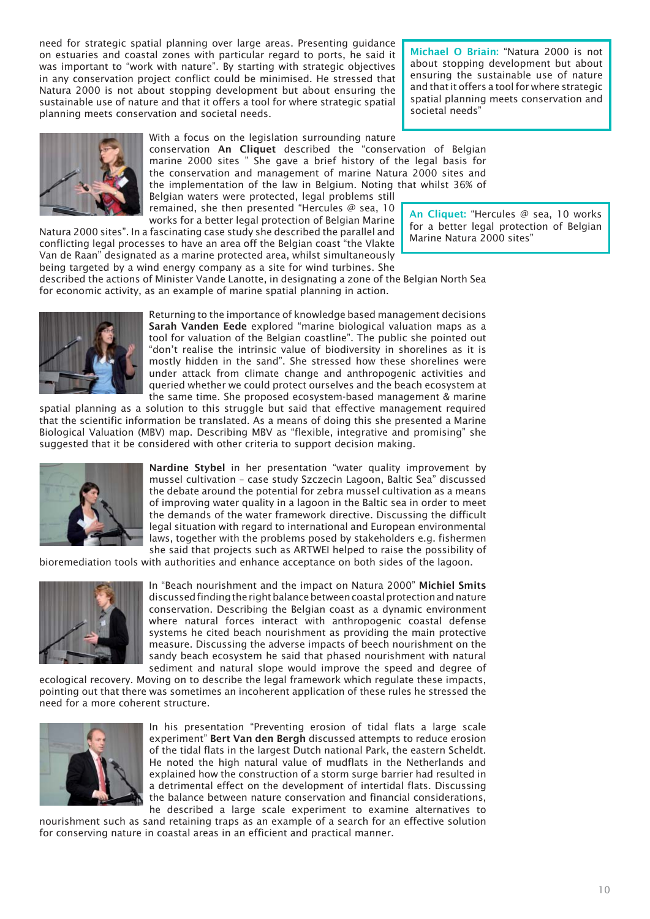need for strategic spatial planning over large areas. Presenting guidance on estuaries and coastal zones with particular regard to ports, he said it was important to "work with nature". By starting with strategic objectives in any conservation project conflict could be minimised. He stressed that Natura 2000 is not about stopping development but about ensuring the sustainable use of nature and that it offers a tool for where strategic spatial planning meets conservation and societal needs.

> **Michael O Briain:** "Natura 2000 is not about stopping development but about ensuring the sustainable use of nature and that it offers a tool for where strategic spatial planning meets conservation and societal needs"

With a focus on the legislation surrounding nature conservation **An Cliquet** described the "conservation of Belgian marine 2000 sites " She gave a brief history of the legal basis for the conservation and management of marine Natura 2000 sites and the implementation of the law in Belgium. Noting that whilst 36% of Belgian waters were protected, legal problems still remained, she then presented "Hercules @ sea, 10 works for a better legal protection of Belgian Marine Natura 2000 sites". In a fascinating case study she described the parallel and conflicting legal processes to have an area off the Belgian coast "the Vlakte Van de Raan" designated as a marine protected area, whilst simultaneously being targeted by a wind energy company as a site for wind turbines. She described the actions of Minister Vande Lanotte, in designating a zone of the Belgian North Sea for economic activity, as an example of marine spatial planning in action.

> **An Cliquet:** "Hercules @ sea, 10 works for a better legal protection of Belgian Marine Natura 2000 sites"

Returning to the importance of knowledge based management decisions **Sarah Vanden Eede** explored "marine biological valuation maps as a tool for valuation of the Belgian coastline". The public she pointed out "don't realise the intrinsic value of biodiversity in shorelines as it is mostly hidden in the sand". She stressed how these shorelines were under attack from climate change and anthropogenic activities and queried whether we could protect ourselves and the beach ecosystem at the same time. She proposed ecosystem-based management & marine spatial planning as a solution to this struggle but said that effective management required that the scientific information be translated. As a means of doing this she presented a Marine Biological Valuation (MBV) map. Describing MBV as "flexible, integrative and promising" she suggested that it be considered with other criteria to support decision making.

**Nardine Stybel** in her presentation "water quality improvement by mussel cultivation – case study Szczecin Lagoon, Baltic Sea" discussed the debate around the potential for zebra mussel cultivation as a means of improving water quality in a lagoon in the Baltic sea in order to meet the demands of the water framework directive. Discussing the difficult legal situation with regard to international and European environmental laws, together with the problems posed by stakeholders e.g. fishermen she said that projects such as ARTWEI helped to raise the possibility of bioremediation tools with authorities and enhance acceptance on both sides of the lagoon.

In "Beach nourishment and the impact on Natura 2000" **Michiel Smits** discussed finding the right balance between coastal protection and nature conservation. Describing the Belgian coast as a dynamic environment where natural forces interact with anthropogenic coastal defense systems he cited beach nourishment as providing the main protective measure. Discussing the adverse impacts of beech nourishment on the sandy beach ecosystem he said that phased nourishment with natural sediment and natural slope would improve the speed and degree of ecological recovery. Moving on to describe the legal framework which regulate these impacts, pointing out that there was sometimes an incoherent application of these rules he stressed the need for a more coherent structure.

In his presentation "Preventing erosion of tidal flats a large scale experiment" **Bert Van den Bergh** discussed attempts to reduce erosion of the tidal flats in the largest Dutch national Park, the eastern Scheldt. He noted the high natural value of mudflats in the Netherlands and explained how the construction of a storm surge barrier had resulted in a detrimental effect on the development of intertidal flats. Discussing the balance between nature conservation and financial considerations, he described a large scale experiment to examine alternatives to nourishment such as sand retaining traps as an example of a search for an effective solution for conserving nature in coastal areas in an efficient and practical manner.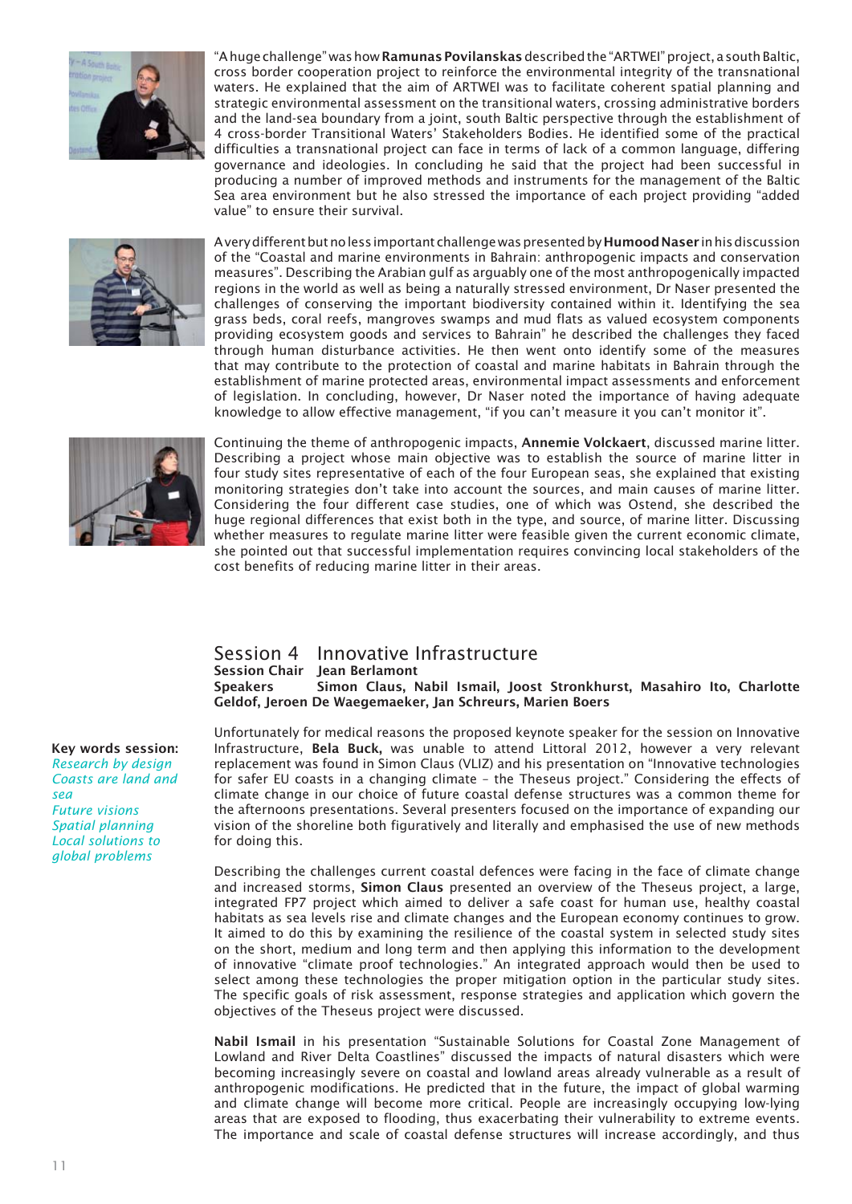"A huge challenge" was how **Ramunas Povilanskas** described the "ARTWEI" project, a south Baltic, cross border cooperation project to reinforce the environmental integrity of the transnational waters. He explained that the aim of ARTWEI was to facilitate coherent spatial planning and strategic environmental assessment on the transitional waters, crossing administrative borders and the land-sea boundary from a joint, south Baltic perspective through the establishment of 4 cross-border Transitional Waters' Stakeholders Bodies. He identified some of the practical difficulties a transnational project can face in terms of lack of a common language, differing governance and ideologies. In concluding he said that the project had been successful in producing a number of improved methods and instruments for the management of the Baltic Sea area environment but he also stressed the importance of each project providing "added value" to ensure their survival.

A very different but no less important challenge was presented by **Humood Naser** in his discussion of the "Coastal and marine environments in Bahrain: anthropogenic impacts and conservation measures". Describing the Arabian gulf as arguably one of the most anthropogenically impacted regions in the world as well as being a naturally stressed environment, Dr Naser presented the challenges of conserving the important biodiversity contained within it. Identifying the sea grass beds, coral reefs, mangroves swamps and mud flats as valued ecosystem components providing ecosystem goods and services to Bahrain" he described the challenges they faced through human disturbance activities. He then went onto identify some of the measures that may contribute to the protection of coastal and marine habitats in Bahrain through the establishment of marine protected areas, environmental impact assessments and enforcement of legislation. In concluding, however, Dr Naser noted the importance of having adequate knowledge to allow effective management, "if you can't measure it you can't monitor it".

Continuing the theme of anthropogenic impacts, **Annemie Volckaert**, discussed marine litter. Describing a project whose main objective was to establish the source of marine litter in four study sites representative of each of the four European seas, she explained that existing monitoring strategies don't take into account the sources, and main causes of marine litter. Considering the four different case studies, one of which was Ostend, she described the huge regional differences that exist both in the type, and source, of marine litter. Discussing whether measures to regulate marine litter were feasible given the current economic climate, she pointed out that successful implementation requires convincing local stakeholders of the cost benefits of reducing marine litter in their areas.

## Session 4 Innovative Infrastructure

**Session Chair** Jean Berlamont

**Speakers** Simon Claus, Nabil Ismail, Joost Stronkhurst, Masahiro Ito, Charlotte Geldof, Jeroen De Waegemaeker, Jan Schreurs, Marien Boers

**Key words session:**
*Research by design*
*Coasts are land and sea*
*Future visions*
*Spatial planning*
*Local solutions to global problems*

Unfortunately for medical reasons the proposed keynote speaker for the session on Innovative Infrastructure, **Bela Buck,** was unable to attend Littoral 2012, however a very relevant replacement was found in Simon Claus (VLIZ) and his presentation on "Innovative technologies for safer EU coasts in a changing climate – the Theseus project." Considering the effects of climate change in our choice of future coastal defense structures was a common theme for the afternoons presentations. Several presenters focused on the importance of expanding our vision of the shoreline both figuratively and literally and emphasised the use of new methods for doing this.

Describing the challenges current coastal defences were facing in the face of climate change and increased storms, **Simon Claus** presented an overview of the Theseus project, a large, integrated FP7 project which aimed to deliver a safe coast for human use, healthy coastal habitats as sea levels rise and climate changes and the European economy continues to grow. It aimed to do this by examining the resilience of the coastal system in selected study sites on the short, medium and long term and then applying this information to the development of innovative "climate proof technologies." An integrated approach would then be used to select among these technologies the proper mitigation option in the particular study sites. The specific goals of risk assessment, response strategies and application which govern the objectives of the Theseus project were discussed.

**Nabil Ismail** in his presentation "Sustainable Solutions for Coastal Zone Management of Lowland and River Delta Coastlines" discussed the impacts of natural disasters which were becoming increasingly severe on coastal and lowland areas already vulnerable as a result of anthropogenic modifications. He predicted that in the future, the impact of global warming and climate change will become more critical. People are increasingly occupying low-lying areas that are exposed to flooding, thus exacerbating their vulnerability to extreme events. The importance and scale of coastal defense structures will increase accordingly, and thus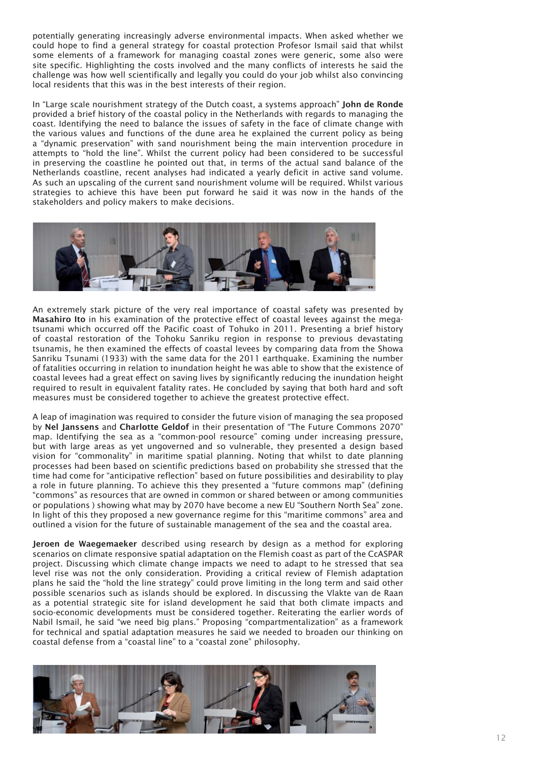potentially generating increasingly adverse environmental impacts. When asked whether we could hope to find a general strategy for coastal protection Profesor Ismail said that whilst some elements of a framework for managing coastal zones were generic, some also were site specific. Highlighting the costs involved and the many conflicts of interests he said the challenge was how well scientifically and legally you could do your job whilst also convincing local residents that this was in the best interests of their region.

In "Large scale nourishment strategy of the Dutch coast, a systems approach" **John de Ronde** provided a brief history of the coastal policy in the Netherlands with regards to managing the coast. Identifying the need to balance the issues of safety in the face of climate change with the various values and functions of the dune area he explained the current policy as being a "dynamic preservation" with sand nourishment being the main intervention procedure in attempts to "hold the line". Whilst the current policy had been considered to be successful in preserving the coastline he pointed out that, in terms of the actual sand balance of the Netherlands coastline, recent analyses had indicated a yearly deficit in active sand volume. As such an upscaling of the current sand nourishment volume will be required. Whilst various strategies to achieve this have been put forward he said it was now in the hands of the stakeholders and policy makers to make decisions.

An extremely stark picture of the very real importance of coastal safety was presented by **Masahiro Ito** in his examination of the protective effect of coastal levees against the mega-tsunami which occurred off the Pacific coast of Tohuko in 2011. Presenting a brief history of coastal restoration of the Tohoku Sanriku region in response to previous devastating tsunamis, he then examined the effects of coastal levees by comparing data from the Showa Sanriku Tsunami (1933) with the same data for the 2011 earthquake. Examining the number of fatalities occurring in relation to inundation height he was able to show that the existence of coastal levees had a great effect on saving lives by significantly reducing the inundation height required to result in equivalent fatality rates. He concluded by saying that both hard and soft measures must be considered together to achieve the greatest protective effect.

A leap of imagination was required to consider the future vision of managing the sea proposed by **Nel Janssens** and **Charlotte Geldof** in their presentation of "The Future Commons 2070" map. Identifying the sea as a "common-pool resource" coming under increasing pressure, but with large areas as yet ungoverned and so vulnerable, they presented a design based vision for "commonality" in maritime spatial planning. Noting that whilst to date planning processes had been based on scientific predictions based on probability she stressed that the time had come for "anticipative reflection" based on future possibilities and desirability to play a role in future planning. To achieve this they presented a "future commons map" (defining "commons" as resources that are owned in common or shared between or among communities or populations ) showing what may by 2070 have become a new EU "Southern North Sea" zone. In light of this they proposed a new governance regime for this "maritime commons" area and outlined a vision for the future of sustainable management of the sea and the coastal area.

**Jeroen de Waegemaeker** described using research by design as a method for exploring scenarios on climate responsive spatial adaptation on the Flemish coast as part of the CcASPAR project. Discussing which climate change impacts we need to adapt to he stressed that sea level rise was not the only consideration. Providing a critical review of Flemish adaptation plans he said the "hold the line strategy" could prove limiting in the long term and said other possible scenarios such as islands should be explored. In discussing the Vlakte van de Raan as a potential strategic site for island development he said that both climate impacts and socio-economic developments must be considered together. Reiterating the earlier words of Nabil Ismail, he said "we need big plans." Proposing "compartmentalization" as a framework for technical and spatial adaptation measures he said we needed to broaden our thinking on coastal defense from a "coastal line" to a "coastal zone" philosophy.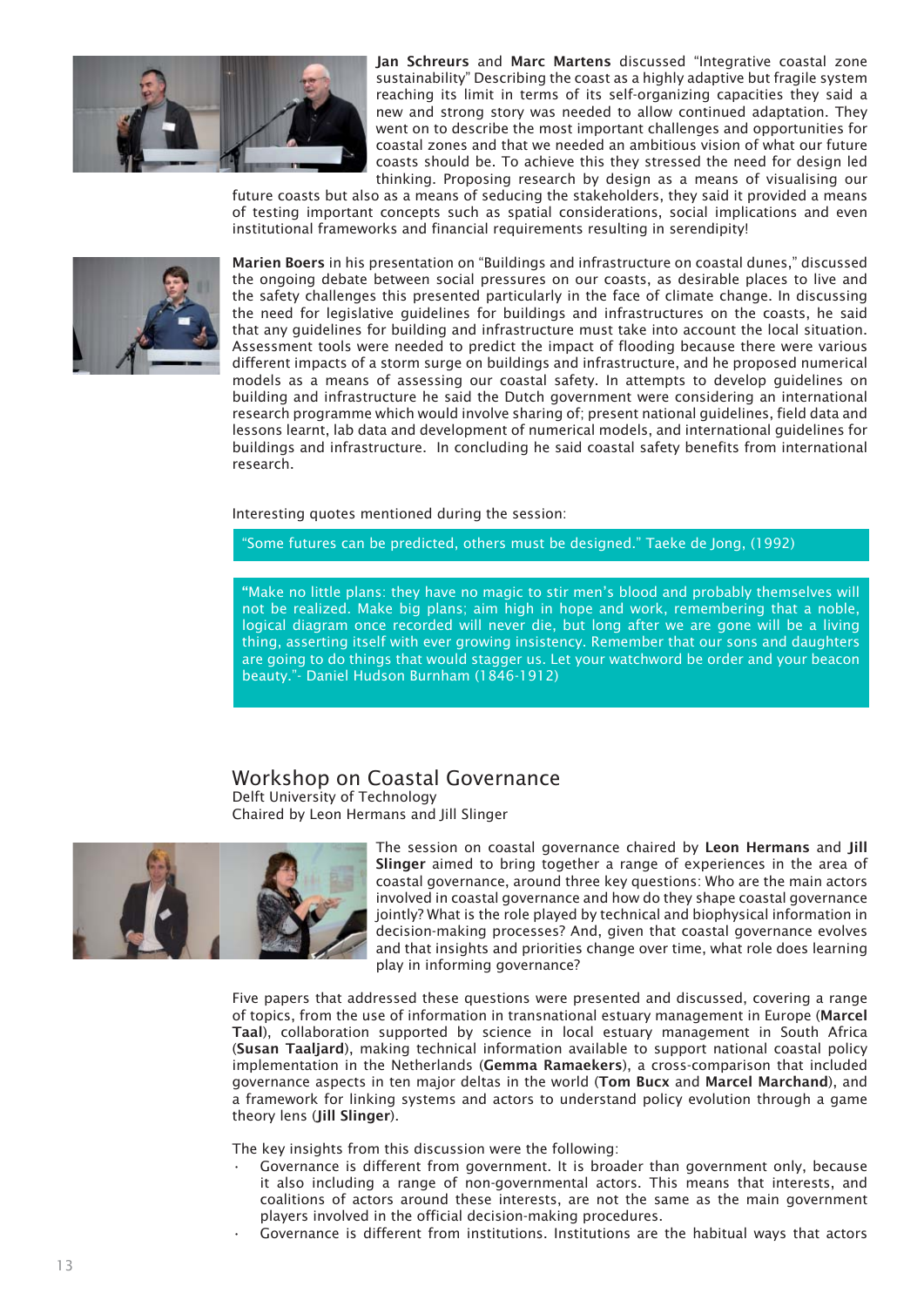**Jan Schreurs** and **Marc Martens** discussed "Integrative coastal zone sustainability" Describing the coast as a highly adaptive but fragile system reaching its limit in terms of its self-organizing capacities they said a new and strong story was needed to allow continued adaptation. They went on to describe the most important challenges and opportunities for coastal zones and that we needed an ambitious vision of what our future coasts should be. To achieve this they stressed the need for design led thinking. Proposing research by design as a means of visualising our future coasts but also as a means of seducing the stakeholders, they said it provided a means of testing important concepts such as spatial considerations, social implications and even institutional frameworks and financial requirements resulting in serendipity!

**Marien Boers** in his presentation on "Buildings and infrastructure on coastal dunes," discussed the ongoing debate between social pressures on our coasts, as desirable places to live and the safety challenges this presented particularly in the face of climate change. In discussing the need for legislative guidelines for buildings and infrastructures on the coasts, he said that any guidelines for building and infrastructure must take into account the local situation. Assessment tools were needed to predict the impact of flooding because there were various different impacts of a storm surge on buildings and infrastructure, and he proposed numerical models as a means of assessing our coastal safety. In attempts to develop guidelines on building and infrastructure he said the Dutch government were considering an international research programme which would involve sharing of; present national guidelines, field data and lessons learnt, lab data and development of numerical models, and international guidelines for buildings and infrastructure. In concluding he said coastal safety benefits from international research.

Interesting quotes mentioned during the session:

> "Some futures can be predicted, others must be designed." Taeke de Jong, (1992)

> "Make no little plans: they have no magic to stir men's blood and probably themselves will not be realized. Make big plans; aim high in hope and work, remembering that a noble, logical diagram once recorded will never die, but long after we are gone will be a living thing, asserting itself with ever growing insistency. Remember that our sons and daughters are going to do things that would stagger us. Let your watchword be order and your beacon beauty."- Daniel Hudson Burnham (1846-1912)

## Workshop on Coastal Governance

Delft University of Technology
Chaired by Leon Hermans and Jill Slinger

The session on coastal governance chaired by **Leon Hermans** and **Jill Slinger** aimed to bring together a range of experiences in the area of coastal governance, around three key questions: Who are the main actors involved in coastal governance and how do they shape coastal governance jointly? What is the role played by technical and biophysical information in decision-making processes? And, given that coastal governance evolves and that insights and priorities change over time, what role does learning play in informing governance?

Five papers that addressed these questions were presented and discussed, covering a range of topics, from the use of information in transnational estuary management in Europe (**Marcel Taal**), collaboration supported by science in local estuary management in South Africa (**Susan Taaljard**), making technical information available to support national coastal policy implementation in the Netherlands (**Gemma Ramaekers**), a cross-comparison that included governance aspects in ten major deltas in the world (**Tom Bucx** and **Marcel Marchand**), and a framework for linking systems and actors to understand policy evolution through a game theory lens (**Jill Slinger**).

The key insights from this discussion were the following:

- Governance is different from government. It is broader than government only, because it also including a range of non-governmental actors. This means that interests, and coalitions of actors around these interests, are not the same as the main government players involved in the official decision-making procedures.
- Governance is different from institutions. Institutions are the habitual ways that actors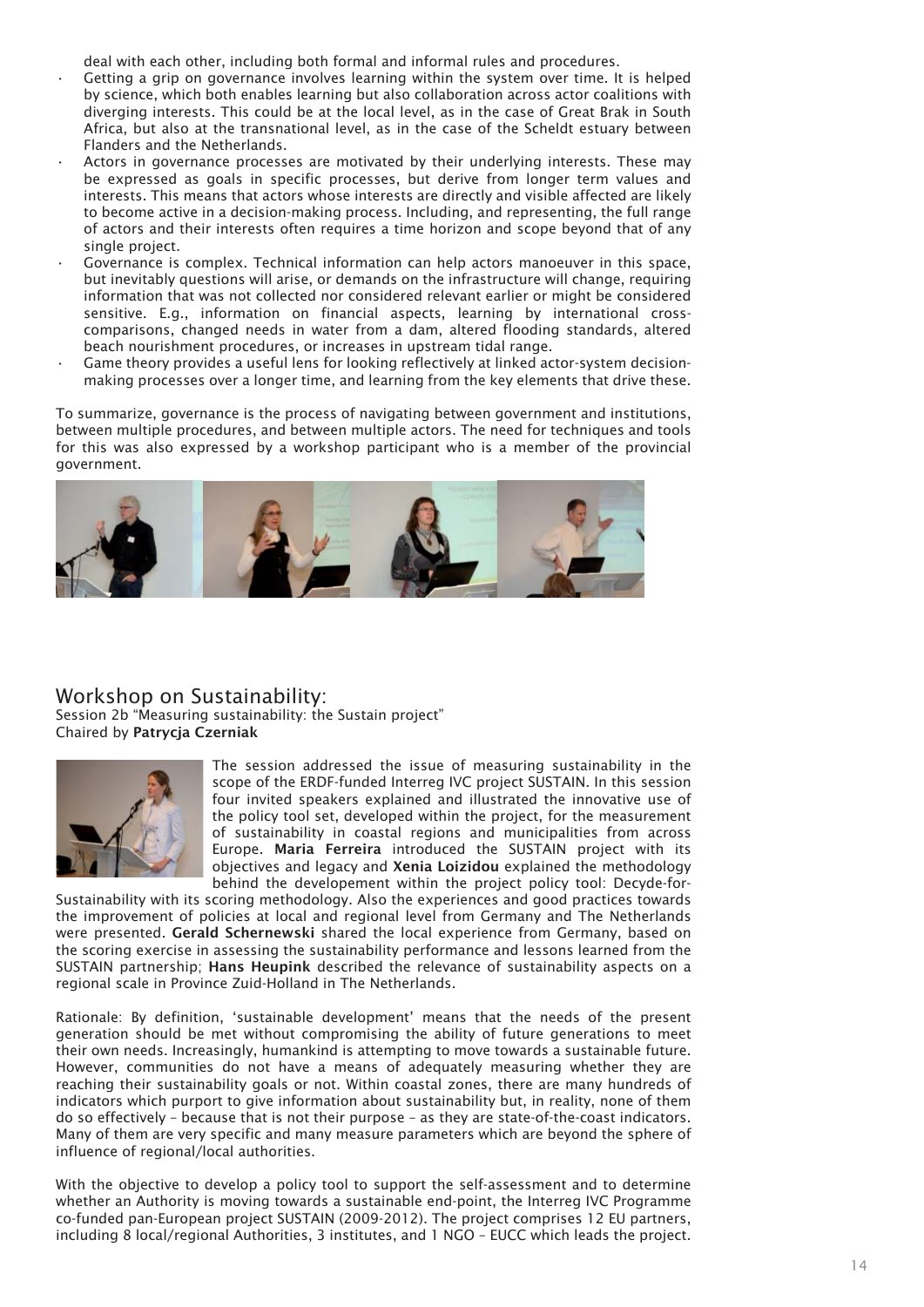deal with each other, including both formal and informal rules and procedures.

- Getting a grip on governance involves learning within the system over time. It is helped by science, which both enables learning but also collaboration across actor coalitions with diverging interests. This could be at the local level, as in the case of Great Brak in South Africa, but also at the transnational level, as in the case of the Scheldt estuary between Flanders and the Netherlands.
- Actors in governance processes are motivated by their underlying interests. These may be expressed as goals in specific processes, but derive from longer term values and interests. This means that actors whose interests are directly and visible affected are likely to become active in a decision-making process. Including, and representing, the full range of actors and their interests often requires a time horizon and scope beyond that of any single project.
- Governance is complex. Technical information can help actors manoeuver in this space, but inevitably questions will arise, or demands on the infrastructure will change, requiring information that was not collected nor considered relevant earlier or might be considered sensitive. E.g., information on financial aspects, learning by international cross-comparisons, changed needs in water from a dam, altered flooding standards, altered beach nourishment procedures, or increases in upstream tidal range.
- Game theory provides a useful lens for looking reflectively at linked actor-system decision-making processes over a longer time, and learning from the key elements that drive these.

To summarize, governance is the process of navigating between government and institutions, between multiple procedures, and between multiple actors. The need for techniques and tools for this was also expressed by a workshop participant who is a member of the provincial government.

## Workshop on Sustainability:

Session 2b "Measuring sustainability: the Sustain project"
Chaired by **Patrycja Czerniak**

The session addressed the issue of measuring sustainability in the scope of the ERDF-funded Interreg IVC project SUSTAIN. In this session four invited speakers explained and illustrated the innovative use of the policy tool set, developed within the project, for the measurement of sustainability in coastal regions and municipalities from across Europe. **Maria Ferreira** introduced the SUSTAIN project with its objectives and legacy and **Xenia Loizidou** explained the methodology behind the developement within the project policy tool: Decyde-for-Sustainability with its scoring methodology. Also the experiences and good practices towards the improvement of policies at local and regional level from Germany and The Netherlands were presented. **Gerald Schernewski** shared the local experience from Germany, based on the scoring exercise in assessing the sustainability performance and lessons learned from the SUSTAIN partnership; **Hans Heupink** described the relevance of sustainability aspects on a regional scale in Province Zuid-Holland in The Netherlands.

Rationale: By definition, 'sustainable development' means that the needs of the present generation should be met without compromising the ability of future generations to meet their own needs. Increasingly, humankind is attempting to move towards a sustainable future. However, communities do not have a means of adequately measuring whether they are reaching their sustainability goals or not. Within coastal zones, there are many hundreds of indicators which purport to give information about sustainability but, in reality, none of them do so effectively – because that is not their purpose – as they are state-of-the-coast indicators. Many of them are very specific and many measure parameters which are beyond the sphere of influence of regional/local authorities.

With the objective to develop a policy tool to support the self-assessment and to determine whether an Authority is moving towards a sustainable end-point, the Interreg IVC Programme co-funded pan-European project SUSTAIN (2009-2012). The project comprises 12 EU partners, including 8 local/regional Authorities, 3 institutes, and 1 NGO – EUCC which leads the project.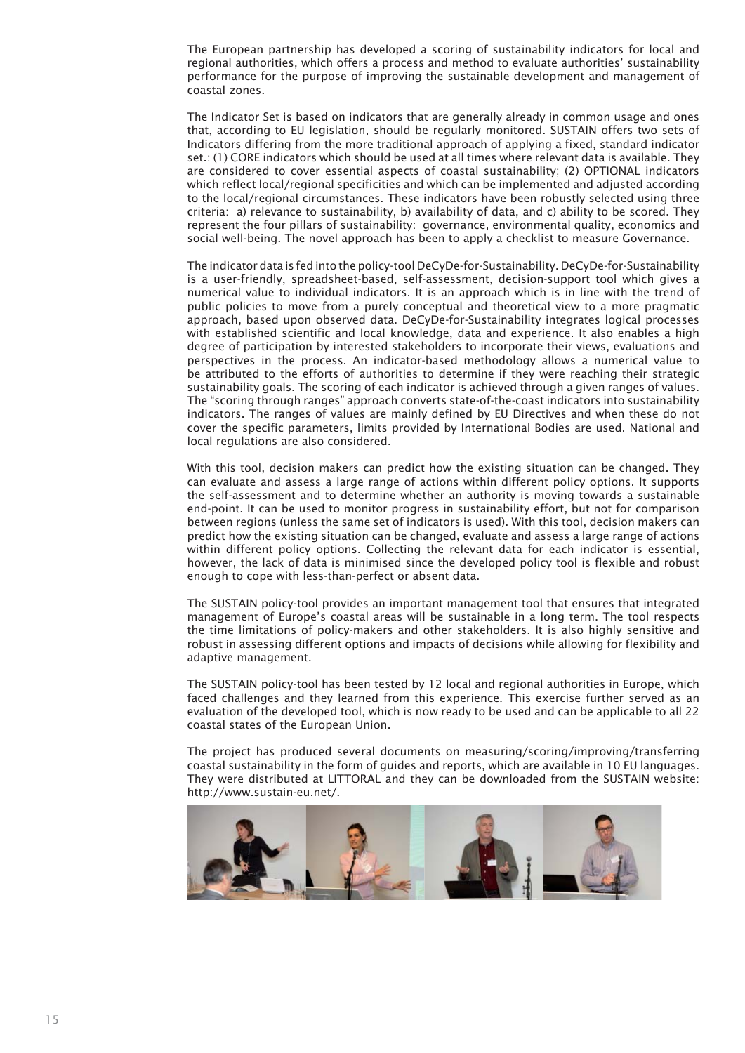The European partnership has developed a scoring of sustainability indicators for local and regional authorities, which offers a process and method to evaluate authorities' sustainability performance for the purpose of improving the sustainable development and management of coastal zones.

The Indicator Set is based on indicators that are generally already in common usage and ones that, according to EU legislation, should be regularly monitored. SUSTAIN offers two sets of Indicators differing from the more traditional approach of applying a fixed, standard indicator set.: (1) CORE indicators which should be used at all times where relevant data is available. They are considered to cover essential aspects of coastal sustainability; (2) OPTIONAL indicators which reflect local/regional specificities and which can be implemented and adjusted according to the local/regional circumstances. These indicators have been robustly selected using three criteria: a) relevance to sustainability, b) availability of data, and c) ability to be scored. They represent the four pillars of sustainability: governance, environmental quality, economics and social well-being. The novel approach has been to apply a checklist to measure Governance.

The indicator data is fed into the policy-tool DeCyDe-for-Sustainability. DeCyDe-for-Sustainability is a user-friendly, spreadsheet-based, self-assessment, decision-support tool which gives a numerical value to individual indicators. It is an approach which is in line with the trend of public policies to move from a purely conceptual and theoretical view to a more pragmatic approach, based upon observed data. DeCyDe-for-Sustainability integrates logical processes with established scientific and local knowledge, data and experience. It also enables a high degree of participation by interested stakeholders to incorporate their views, evaluations and perspectives in the process. An indicator-based methodology allows a numerical value to be attributed to the efforts of authorities to determine if they were reaching their strategic sustainability goals. The scoring of each indicator is achieved through a given ranges of values. The "scoring through ranges" approach converts state-of-the-coast indicators into sustainability indicators. The ranges of values are mainly defined by EU Directives and when these do not cover the specific parameters, limits provided by International Bodies are used. National and local regulations are also considered.

With this tool, decision makers can predict how the existing situation can be changed. They can evaluate and assess a large range of actions within different policy options. It supports the self-assessment and to determine whether an authority is moving towards a sustainable end-point. It can be used to monitor progress in sustainability effort, but not for comparison between regions (unless the same set of indicators is used). With this tool, decision makers can predict how the existing situation can be changed, evaluate and assess a large range of actions within different policy options. Collecting the relevant data for each indicator is essential, however, the lack of data is minimised since the developed policy tool is flexible and robust enough to cope with less-than-perfect or absent data.

The SUSTAIN policy-tool provides an important management tool that ensures that integrated management of Europe's coastal areas will be sustainable in a long term. The tool respects the time limitations of policy-makers and other stakeholders. It is also highly sensitive and robust in assessing different options and impacts of decisions while allowing for flexibility and adaptive management.

The SUSTAIN policy-tool has been tested by 12 local and regional authorities in Europe, which faced challenges and they learned from this experience. This exercise further served as an evaluation of the developed tool, which is now ready to be used and can be applicable to all 22 coastal states of the European Union.

The project has produced several documents on measuring/scoring/improving/transferring coastal sustainability in the form of guides and reports, which are available in 10 EU languages. They were distributed at LITTORAL and they can be downloaded from the SUSTAIN website: http://www.sustain-eu.net/.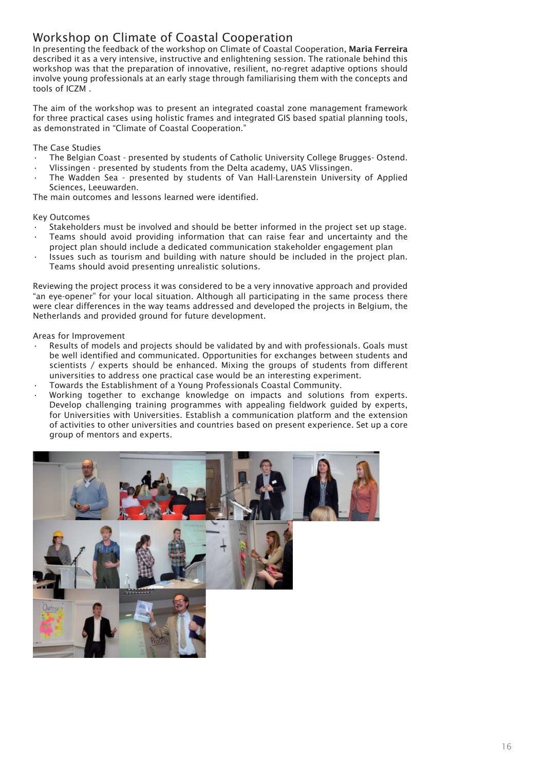# Workshop on Climate of Coastal Cooperation

In presenting the feedback of the workshop on Climate of Coastal Cooperation, **Maria Ferreira** described it as a very intensive, instructive and enlightening session. The rationale behind this workshop was that the preparation of innovative, resilient, no-regret adaptive options should involve young professionals at an early stage through familiarising them with the concepts and tools of ICZM .

The aim of the workshop was to present an integrated coastal zone management framework for three practical cases using holistic frames and integrated GIS based spatial planning tools, as demonstrated in "Climate of Coastal Cooperation."

The Case Studies

- The Belgian Coast - presented by students of Catholic University College Brugges- Ostend.
- Vlissingen - presented by students from the Delta academy, UAS Vlissingen.
- The Wadden Sea - presented by students of Van Hall-Larenstein University of Applied Sciences, Leeuwarden.

The main outcomes and lessons learned were identified.

Key Outcomes

- Stakeholders must be involved and should be better informed in the project set up stage.
- Teams should avoid providing information that can raise fear and uncertainty and the project plan should include a dedicated communication stakeholder engagement plan
- Issues such as tourism and building with nature should be included in the project plan. Teams should avoid presenting unrealistic solutions.

Reviewing the project process it was considered to be a very innovative approach and provided "an eye-opener" for your local situation. Although all participating in the same process there were clear differences in the way teams addressed and developed the projects in Belgium, the Netherlands and provided ground for future development.

Areas for Improvement

- Results of models and projects should be validated by and with professionals. Goals must be well identified and communicated. Opportunities for exchanges between students and scientists / experts should be enhanced. Mixing the groups of students from different universities to address one practical case would be an interesting experiment.
- Towards the Establishment of a Young Professionals Coastal Community.
- Working together to exchange knowledge on impacts and solutions from experts. Develop challenging training programmes with appealing fieldwork guided by experts, for Universities with Universities. Establish a communication platform and the extension of activities to other universities and countries based on present experience. Set up a core group of mentors and experts.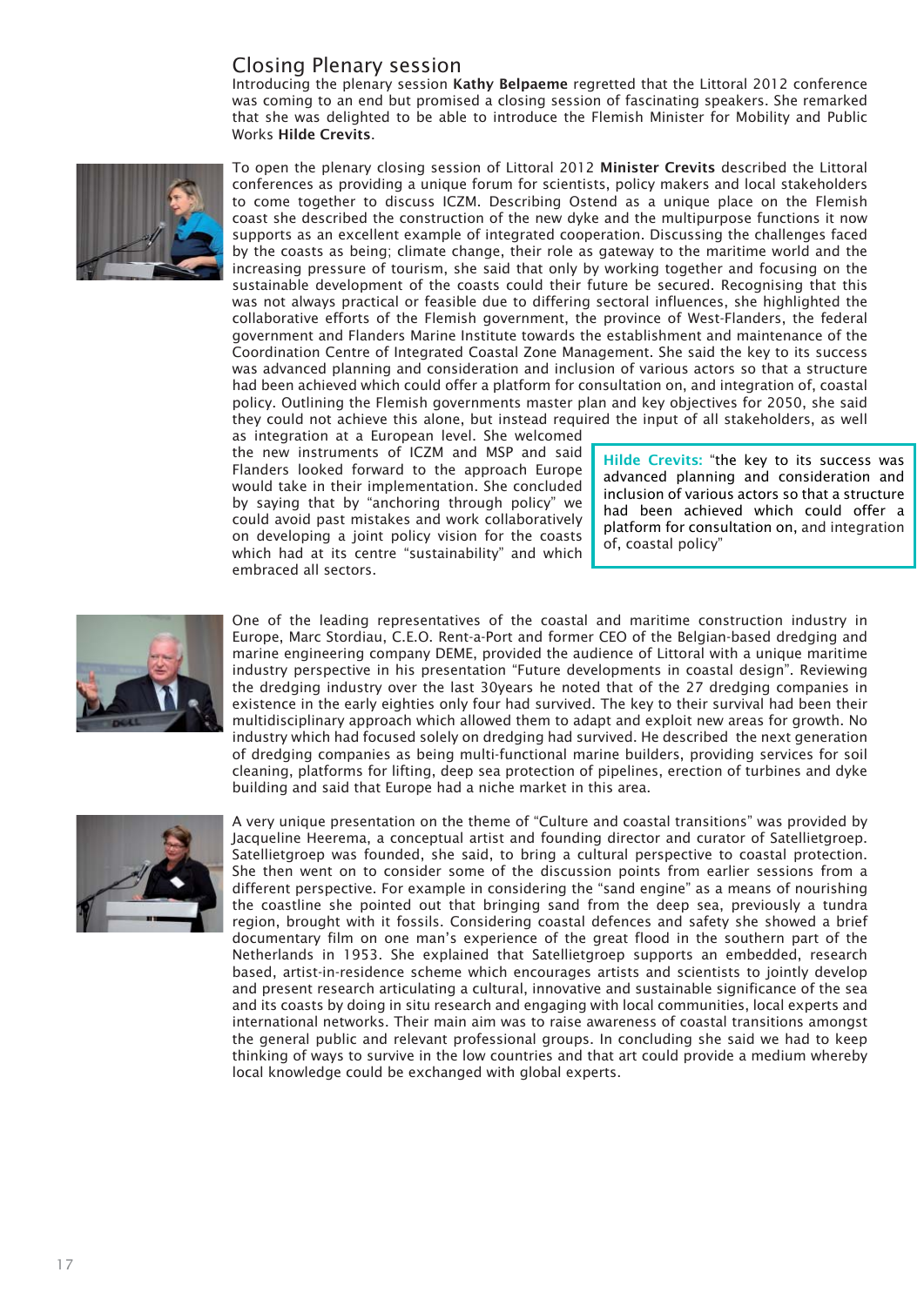## Closing Plenary session

Introducing the plenary session **Kathy Belpaeme** regretted that the Littoral 2012 conference was coming to an end but promised a closing session of fascinating speakers. She remarked that she was delighted to be able to introduce the Flemish Minister for Mobility and Public Works **Hilde Crevits**.

To open the plenary closing session of Littoral 2012 **Minister Crevits** described the Littoral conferences as providing a unique forum for scientists, policy makers and local stakeholders to come together to discuss ICZM. Describing Ostend as a unique place on the Flemish coast she described the construction of the new dyke and the multipurpose functions it now supports as an excellent example of integrated cooperation. Discussing the challenges faced by the coasts as being; climate change, their role as gateway to the maritime world and the increasing pressure of tourism, she said that only by working together and focusing on the sustainable development of the coasts could their future be secured. Recognising that this was not always practical or feasible due to differing sectoral influences, she highlighted the collaborative efforts of the Flemish government, the province of West-Flanders, the federal government and Flanders Marine Institute towards the establishment and maintenance of the Coordination Centre of Integrated Coastal Zone Management. She said the key to its success was advanced planning and consideration and inclusion of various actors so that a structure had been achieved which could offer a platform for consultation on, and integration of, coastal policy. Outlining the Flemish governments master plan and key objectives for 2050, she said they could not achieve this alone, but instead required the input of all stakeholders, as well as integration at a European level. She welcomed the new instruments of ICZM and MSP and said Flanders looked forward to the approach Europe would take in their implementation. She concluded by saying that by "anchoring through policy" we could avoid past mistakes and work collaboratively on developing a joint policy vision for the coasts which had at its centre "sustainability" and which embraced all sectors.

> **Hilde Crevits:** "the key to its success was advanced planning and consideration and inclusion of various actors so that a structure had been achieved which could offer a platform for consultation on, and integration of, coastal policy"

One of the leading representatives of the coastal and maritime construction industry in Europe, Marc Stordiau, C.E.O. Rent-a-Port and former CEO of the Belgian-based dredging and marine engineering company DEME, provided the audience of Littoral with a unique maritime industry perspective in his presentation "Future developments in coastal design". Reviewing the dredging industry over the last 30years he noted that of the 27 dredging companies in existence in the early eighties only four had survived. The key to their survival had been their multidisciplinary approach which allowed them to adapt and exploit new areas for growth. No industry which had focused solely on dredging had survived. He described the next generation of dredging companies as being multi-functional marine builders, providing services for soil cleaning, platforms for lifting, deep sea protection of pipelines, erection of turbines and dyke building and said that Europe had a niche market in this area.

A very unique presentation on the theme of "Culture and coastal transitions" was provided by Jacqueline Heerema, a conceptual artist and founding director and curator of Satellietgroep. Satellietgroep was founded, she said, to bring a cultural perspective to coastal protection. She then went on to consider some of the discussion points from earlier sessions from a different perspective. For example in considering the "sand engine" as a means of nourishing the coastline she pointed out that bringing sand from the deep sea, previously a tundra region, brought with it fossils. Considering coastal defences and safety she showed a brief documentary film on one man's experience of the great flood in the southern part of the Netherlands in 1953. She explained that Satellietgroep supports an embedded, research based, artist-in-residence scheme which encourages artists and scientists to jointly develop and present research articulating a cultural, innovative and sustainable significance of the sea and its coasts by doing in situ research and engaging with local communities, local experts and international networks. Their main aim was to raise awareness of coastal transitions amongst the general public and relevant professional groups. In concluding she said we had to keep thinking of ways to survive in the low countries and that art could provide a medium whereby local knowledge could be exchanged with global experts.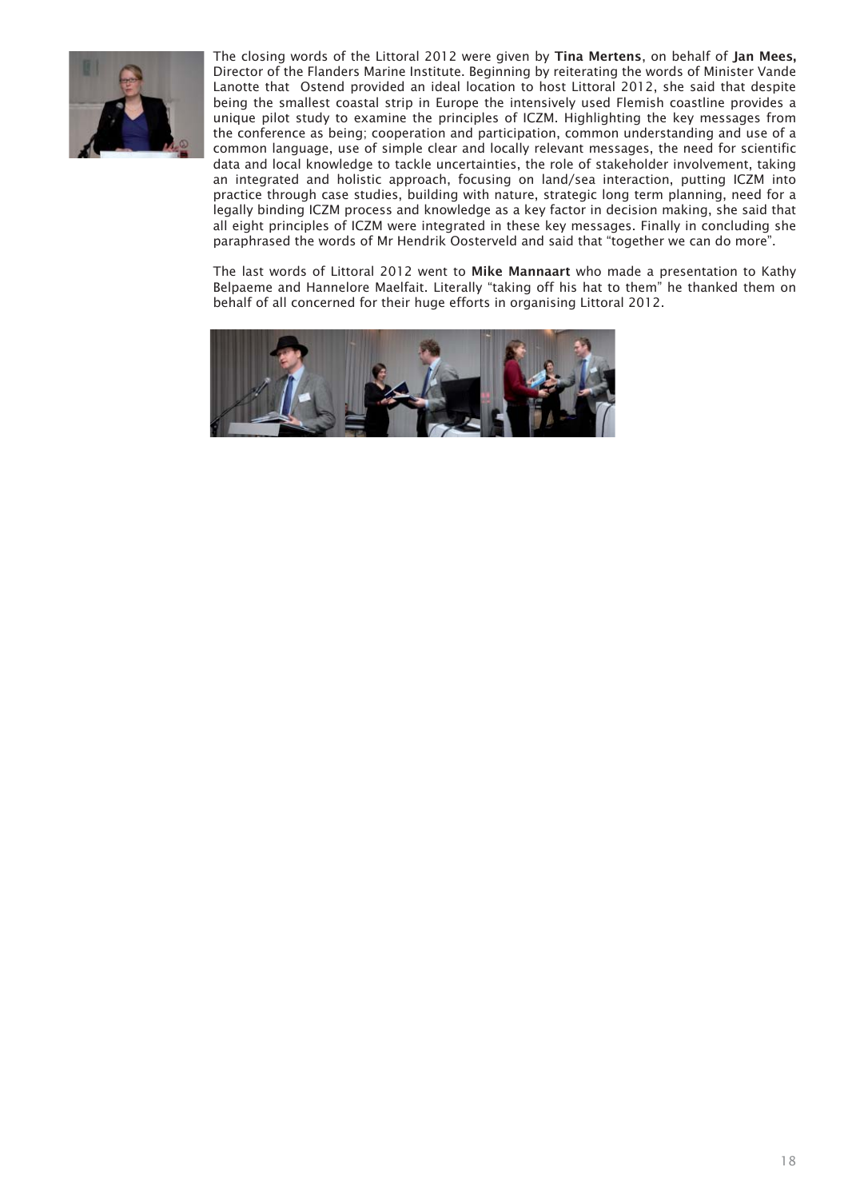The closing words of the Littoral 2012 were given by **Tina Mertens**, on behalf of **Jan Mees,** Director of the Flanders Marine Institute. Beginning by reiterating the words of Minister Vande Lanotte that Ostend provided an ideal location to host Littoral 2012, she said that despite being the smallest coastal strip in Europe the intensively used Flemish coastline provides a unique pilot study to examine the principles of ICZM. Highlighting the key messages from the conference as being; cooperation and participation, common understanding and use of a common language, use of simple clear and locally relevant messages, the need for scientific data and local knowledge to tackle uncertainties, the role of stakeholder involvement, taking an integrated and holistic approach, focusing on land/sea interaction, putting ICZM into practice through case studies, building with nature, strategic long term planning, need for a legally binding ICZM process and knowledge as a key factor in decision making, she said that all eight principles of ICZM were integrated in these key messages. Finally in concluding she paraphrased the words of Mr Hendrik Oosterveld and said that "together we can do more".

The last words of Littoral 2012 went to **Mike Mannaart** who made a presentation to Kathy Belpaeme and Hannelore Maelfait. Literally "taking off his hat to them" he thanked them on behalf of all concerned for their huge efforts in organising Littoral 2012.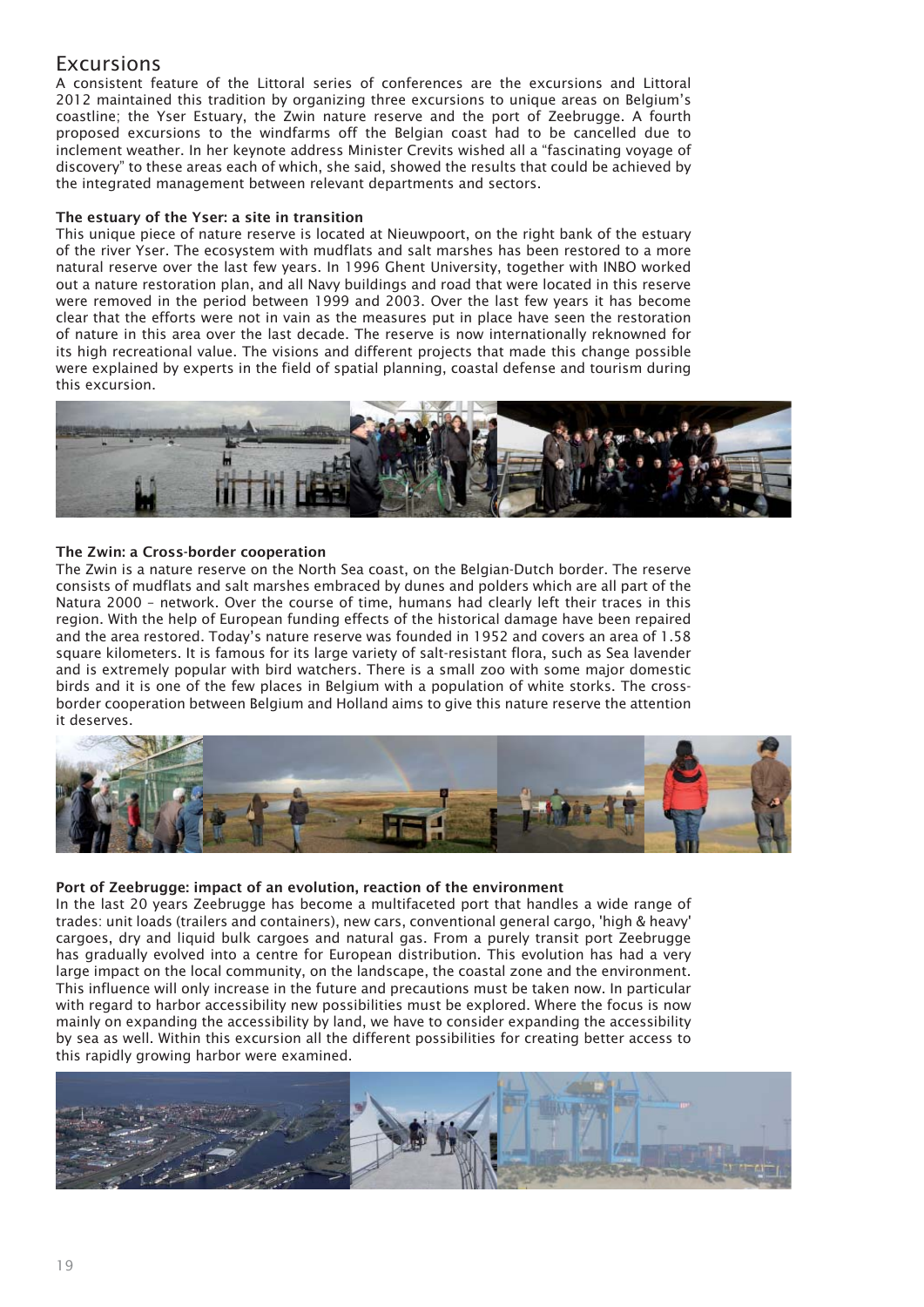# Excursions

A consistent feature of the Littoral series of conferences are the excursions and Littoral 2012 maintained this tradition by organizing three excursions to unique areas on Belgium's coastline; the Yser Estuary, the Zwin nature reserve and the port of Zeebrugge. A fourth proposed excursions to the windfarms off the Belgian coast had to be cancelled due to inclement weather. In her keynote address Minister Crevits wished all a "fascinating voyage of discovery" to these areas each of which, she said, showed the results that could be achieved by the integrated management between relevant departments and sectors.

**The estuary of the Yser: a site in transition**

This unique piece of nature reserve is located at Nieuwpoort, on the right bank of the estuary of the river Yser. The ecosystem with mudflats and salt marshes has been restored to a more natural reserve over the last few years. In 1996 Ghent University, together with INBO worked out a nature restoration plan, and all Navy buildings and road that were located in this reserve were removed in the period between 1999 and 2003. Over the last few years it has become clear that the efforts were not in vain as the measures put in place have seen the restoration of nature in this area over the last decade. The reserve is now internationally reknowned for its high recreational value. The visions and different projects that made this change possible were explained by experts in the field of spatial planning, coastal defense and tourism during this excursion.

**The Zwin: a Cross-border cooperation**

The Zwin is a nature reserve on the North Sea coast, on the Belgian-Dutch border. The reserve consists of mudflats and salt marshes embraced by dunes and polders which are all part of the Natura 2000 – network. Over the course of time, humans had clearly left their traces in this region. With the help of European funding effects of the historical damage have been repaired and the area restored. Today's nature reserve was founded in 1952 and covers an area of 1.58 square kilometers. It is famous for its large variety of salt-resistant flora, such as Sea lavender and is extremely popular with bird watchers. There is a small zoo with some major domestic birds and it is one of the few places in Belgium with a population of white storks. The cross-border cooperation between Belgium and Holland aims to give this nature reserve the attention it deserves.

**Port of Zeebrugge: impact of an evolution, reaction of the environment**

In the last 20 years Zeebrugge has become a multifaceted port that handles a wide range of trades: unit loads (trailers and containers), new cars, conventional general cargo, 'high & heavy' cargoes, dry and liquid bulk cargoes and natural gas. From a purely transit port Zeebrugge has gradually evolved into a centre for European distribution. This evolution has had a very large impact on the local community, on the landscape, the coastal zone and the environment. This influence will only increase in the future and precautions must be taken now. In particular with regard to harbor accessibility new possibilities must be explored. Where the focus is now mainly on expanding the accessibility by land, we have to consider expanding the accessibility by sea as well. Within this excursion all the different possibilities for creating better access to this rapidly growing harbor were examined.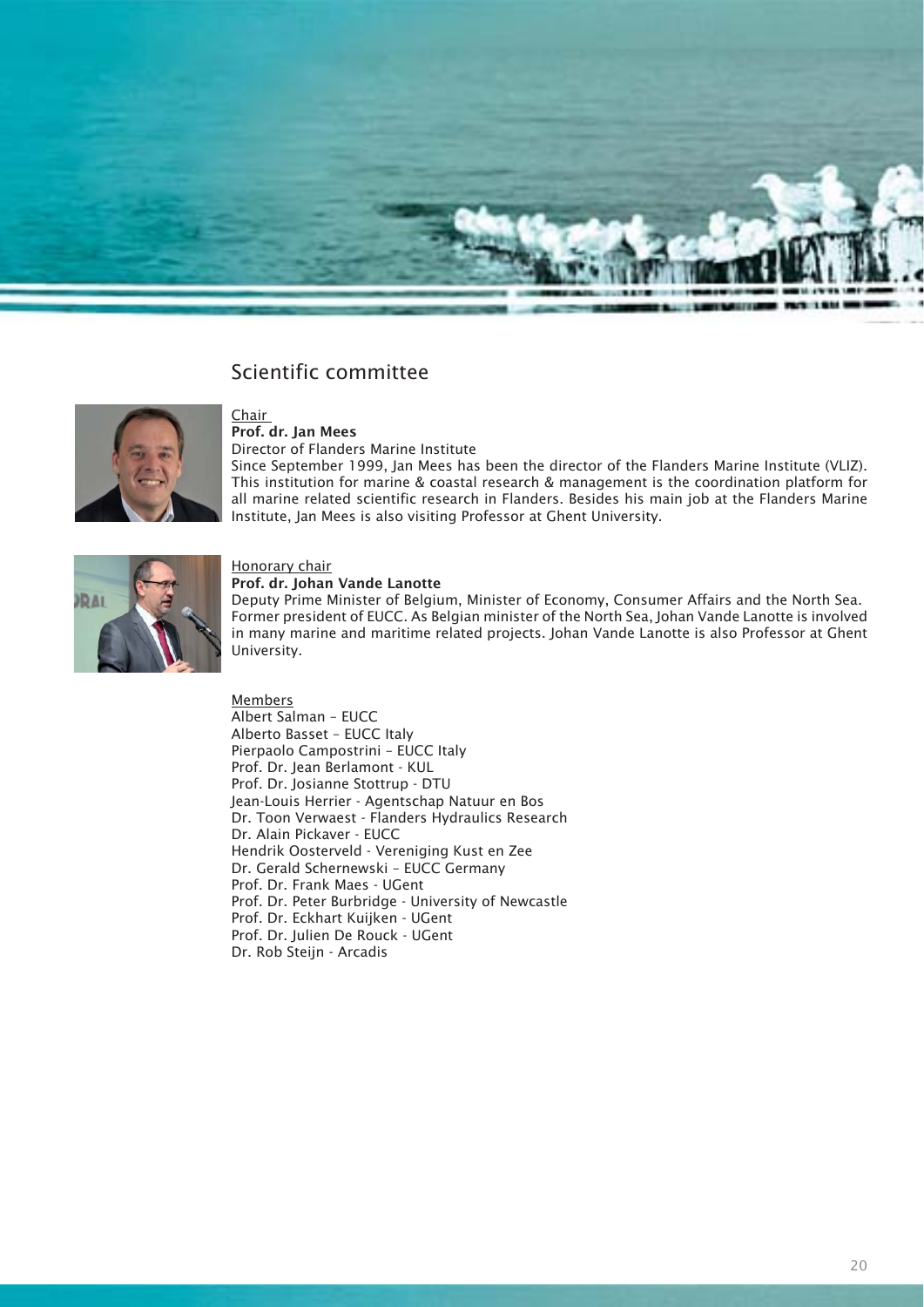## Scientific committee

Chair

**Prof. dr. Jan Mees**

Director of Flanders Marine Institute

Since September 1999, Jan Mees has been the director of the Flanders Marine Institute (VLIZ). This institution for marine & coastal research & management is the coordination platform for all marine related scientific research in Flanders. Besides his main job at the Flanders Marine Institute, Jan Mees is also visiting Professor at Ghent University.

Honorary chair

**Prof. dr. Johan Vande Lanotte**

Deputy Prime Minister of Belgium, Minister of Economy, Consumer Affairs and the North Sea. Former president of EUCC. As Belgian minister of the North Sea, Johan Vande Lanotte is involved in many marine and maritime related projects. Johan Vande Lanotte is also Professor at Ghent University.

Members

Albert Salman – EUCC
Alberto Basset – EUCC Italy
Pierpaolo Campostrini – EUCC Italy
Prof. Dr. Jean Berlamont - KUL
Prof. Dr. Josianne Stottrup - DTU
Jean-Louis Herrier - Agentschap Natuur en Bos
Dr. Toon Verwaest - Flanders Hydraulics Research
Dr. Alain Pickaver - EUCC
Hendrik Oosterveld - Vereniging Kust en Zee
Dr. Gerald Schernewski – EUCC Germany
Prof. Dr. Frank Maes - UGent
Prof. Dr. Peter Burbridge - University of Newcastle
Prof. Dr. Eckhart Kuijken - UGent
Prof. Dr. Julien De Rouck - UGent
Dr. Rob Steijn - Arcadis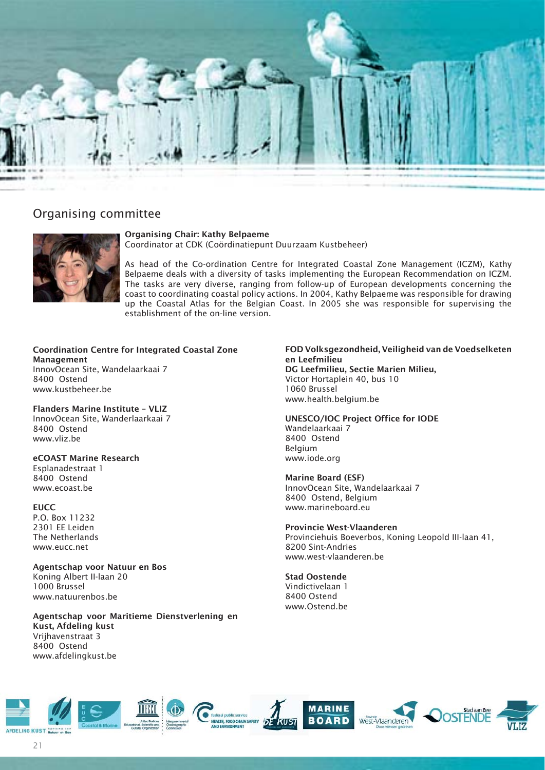## Organising committee

**Organising Chair: Kathy Belpaeme**
Coordinator at CDK (Coördinatiepunt Duurzaam Kustbeheer)

As head of the Co-ordination Centre for Integrated Coastal Zone Management (ICZM), Kathy Belpaeme deals with a diversity of tasks implementing the European Recommendation on ICZM. The tasks are very diverse, ranging from follow-up of European developments concerning the coast to coordinating coastal policy actions. In 2004, Kathy Belpaeme was responsible for drawing up the Coastal Atlas for the Belgian Coast. In 2005 she was responsible for supervising the establishment of the on-line version.

**Coordination Centre for Integrated Coastal Zone Management**
InnovOcean Site, Wandelaarkaai 7
8400 Ostend
www.kustbeheer.be

**Flanders Marine Institute – VLIZ**
InnovOcean Site, Wanderlaarkaai 7
8400 Ostend
www.vliz.be

**eCOAST Marine Research**
Esplanadestraat 1
8400 Ostend
www.ecoast.be

**EUCC**
P.O. Box 11232
2301 EE Leiden
The Netherlands
www.eucc.net

**Agentschap voor Natuur en Bos**
Koning Albert II-laan 20
1000 Brussel
www.natuurenbos.be

**Agentschap voor Maritieme Dienstverlening en Kust, Afdeling kust**
Vrijhavenstraat 3
8400 Ostend
www.afdelingkust.be

**FOD Volksgezondheid, Veiligheid van de Voedselketen en Leefmilieu**
**DG Leefmilieu, Sectie Marien Milieu,**
Victor Hortaplein 40, bus 10
1060 Brussel
www.health.belgium.be

**UNESCO/IOC Project Office for IODE**
Wandelaarkaai 7
8400 Ostend
Belgium
www.iode.org

**Marine Board (ESF)**
InnovOcean Site, Wandelaarkaai 7
8400 Ostend, Belgium
www.marineboard.eu

**Provincie West-Vlaanderen**
Provinciehuis Boeverbos, Koning Leopold III-laan 41,
8200 Sint-Andries
www.west-vlaanderen.be

**Stad Oostende**
Vindictivelaan 1
8400 Ostend
www.Ostend.be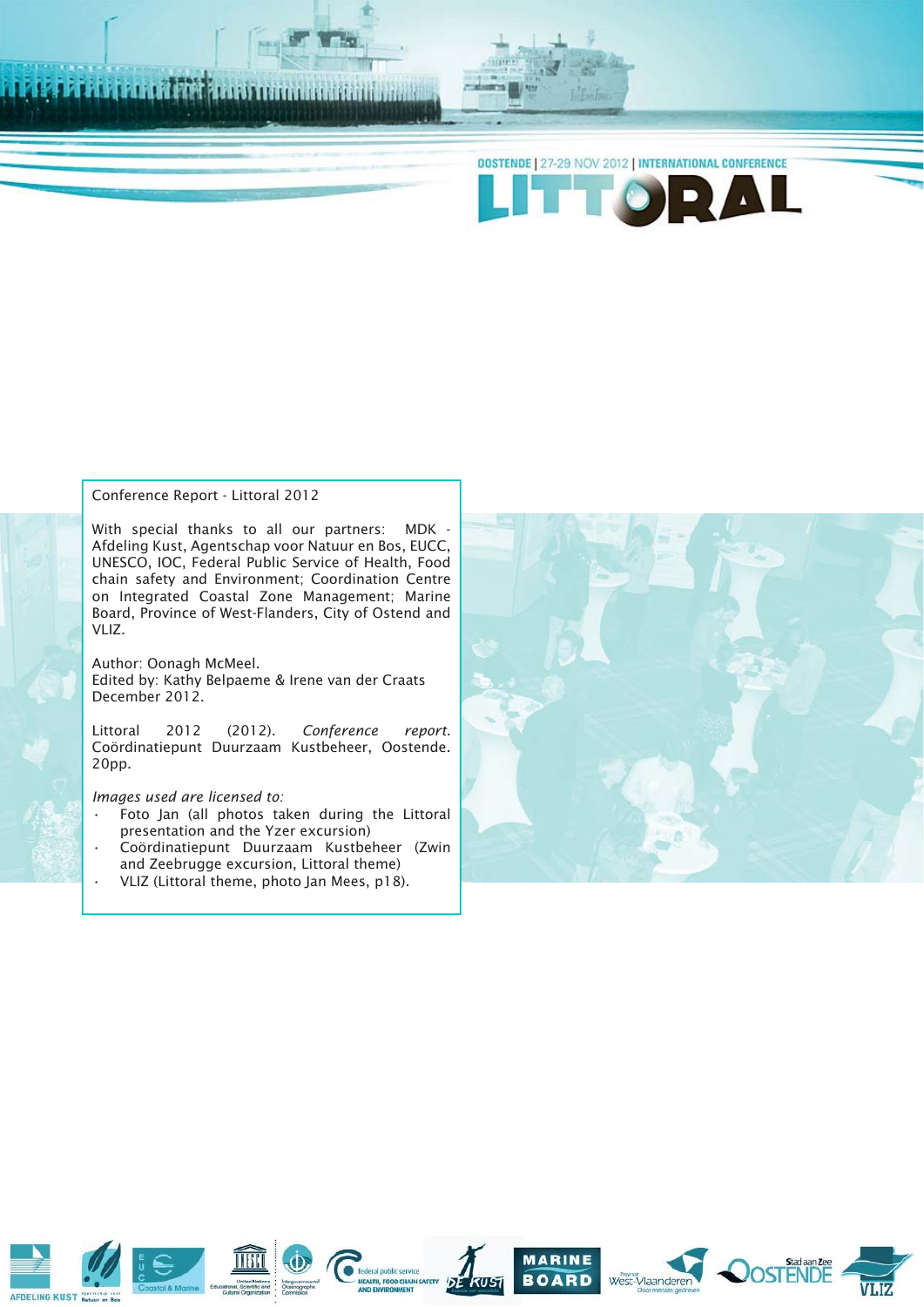OOSTENDE | 27-29 NOV 2012 | INTERNATIONAL CONFERENCE

LITTORAL

Conference Report - Littoral 2012

With special thanks to all our partners: MDK - Afdeling Kust, Agentschap voor Natuur en Bos, EUCC, UNESCO, IOC, Federal Public Service of Health, Food chain safety and Environment; Coordination Centre on Integrated Coastal Zone Management; Marine Board, Province of West-Flanders, City of Ostend and VLIZ.

Author: Oonagh McMeel.
Edited by: Kathy Belpaeme & Irene van der Craats
December 2012.

Littoral 2012 (2012). *Conference report.* Coördinatiepunt Duurzaam Kustbeheer, Oostende. 20pp.

*Images used are licensed to:*

- Foto Jan (all photos taken during the Littoral presentation and the Yzer excursion)
- Coördinatiepunt Duurzaam Kustbeheer (Zwin and Zeebrugge excursion, Littoral theme)
- VLIZ (Littoral theme, photo Jan Mees, p18).